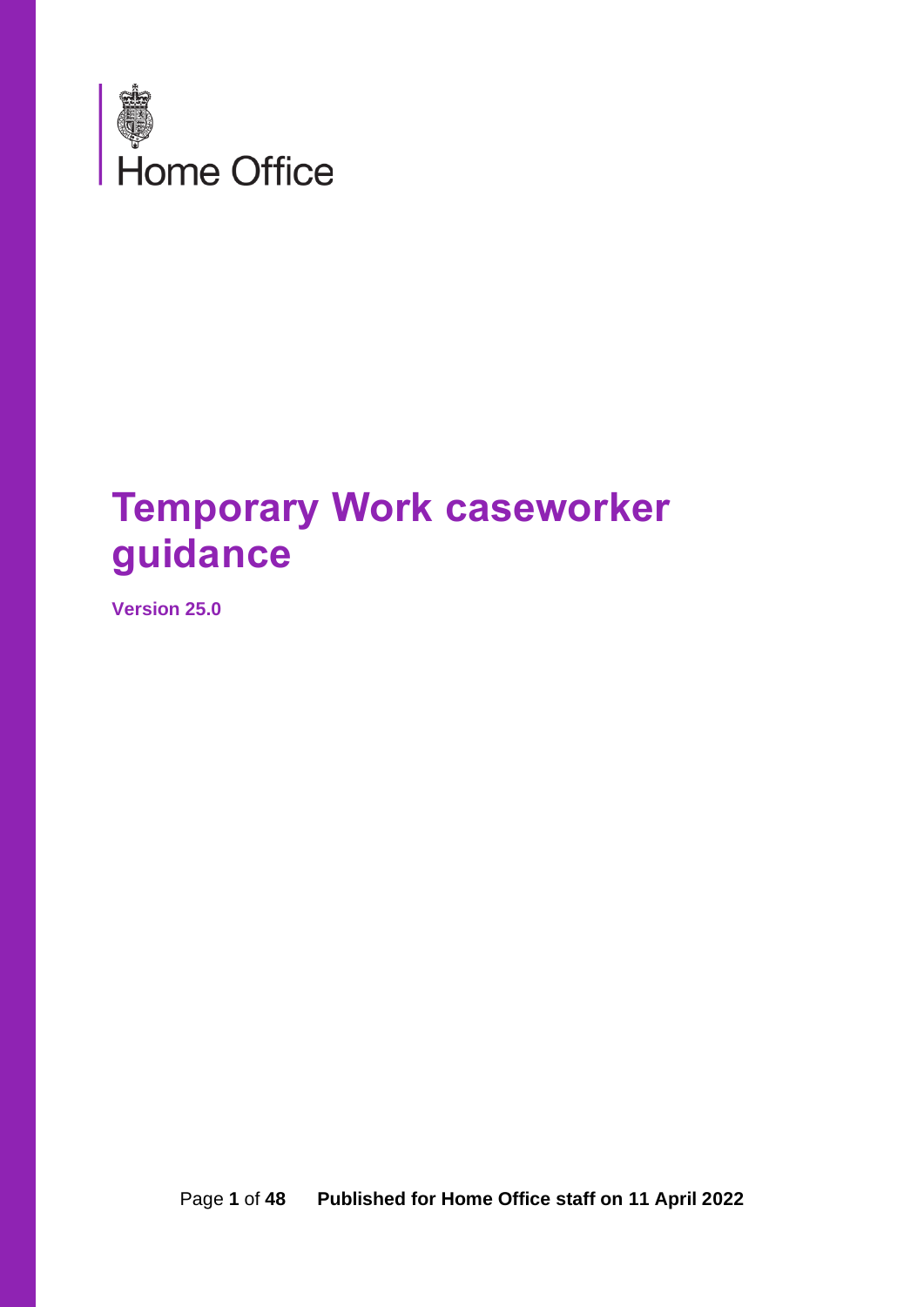Home Office

# Temporary Work caseworker guidance

**Version 25.0**

**Published for Home Office staff on 11 April 2022**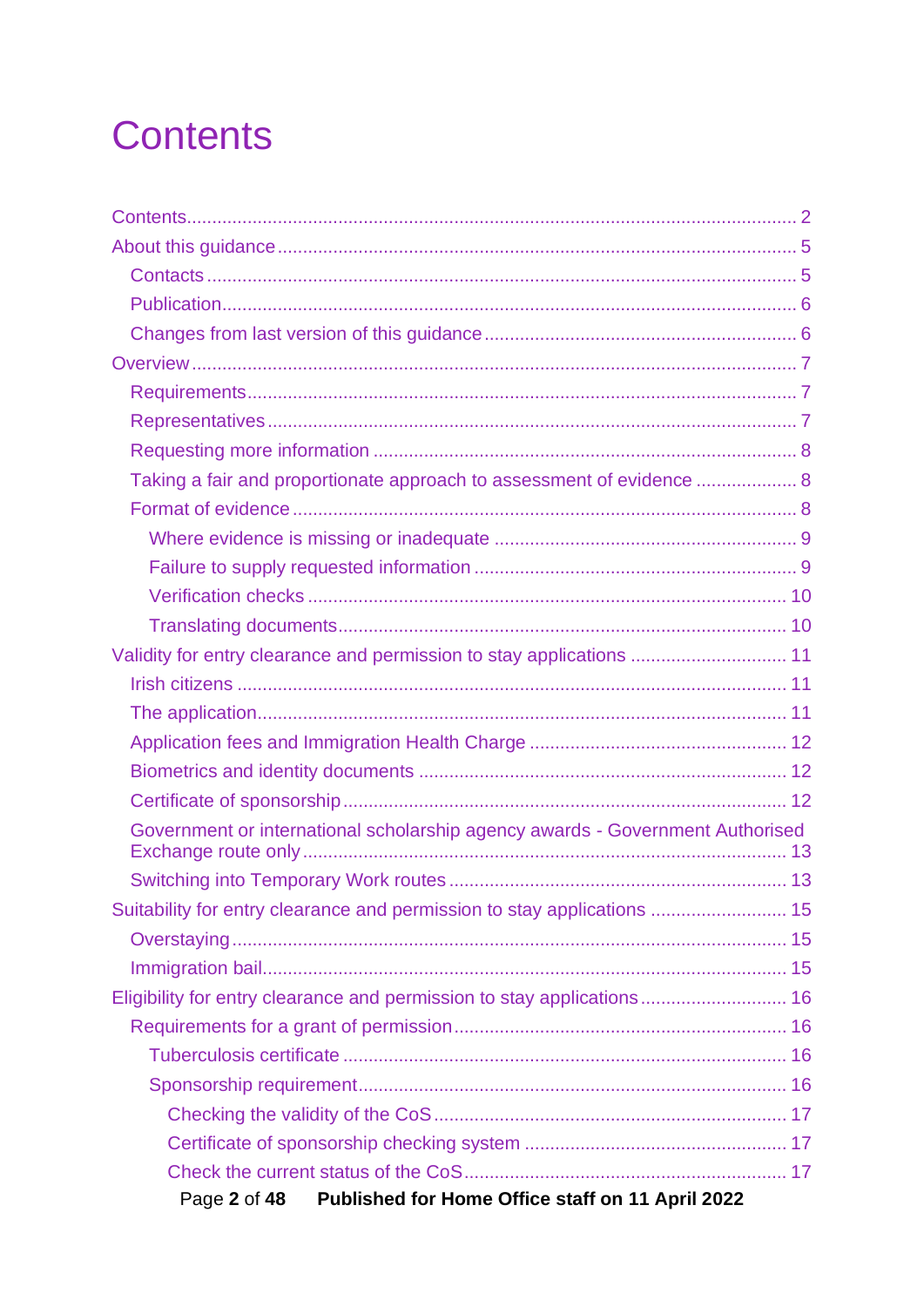# Contents

- Contents ... 2
- About this guidance ... 5
  - Contacts ... 5
  - Publication ... 6
  - Changes from last version of this guidance ... 6
- Overview ... 7
  - Requirements ... 7
  - Representatives ... 7
  - Requesting more information ... 8
  - Taking a fair and proportionate approach to assessment of evidence ... 8
  - Format of evidence ... 8
    - Where evidence is missing or inadequate ... 9
    - Failure to supply requested information ... 9
    - Verification checks ... 10
    - Translating documents ... 10
- Validity for entry clearance and permission to stay applications ... 11
  - Irish citizens ... 11
  - The application ... 11
  - Application fees and Immigration Health Charge ... 12
  - Biometrics and identity documents ... 12
  - Certificate of sponsorship ... 12
  - Government or international scholarship agency awards - Government Authorised Exchange route only ... 13
  - Switching into Temporary Work routes ... 13
- Suitability for entry clearance and permission to stay applications ... 15
  - Overstaying ... 15
  - Immigration bail ... 15
- Eligibility for entry clearance and permission to stay applications ... 16
  - Requirements for a grant of permission ... 16
    - Tuberculosis certificate ... 16
    - Sponsorship requirement ... 16
      - Checking the validity of the CoS ... 17
      - Certificate of sponsorship checking system ... 17
      - Check the current status of the CoS ... 17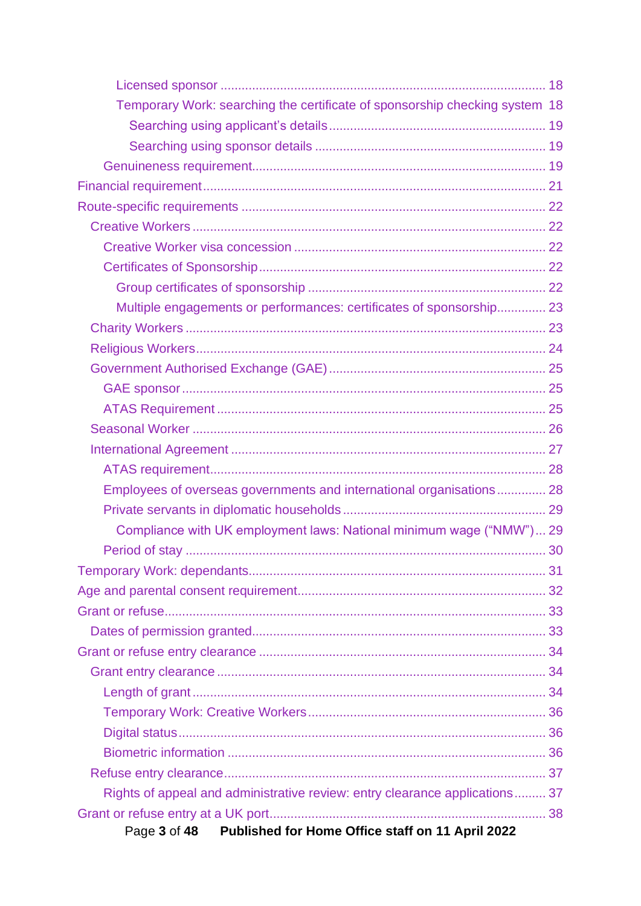- Licensed sponsor ... 18
- Temporary Work: searching the certificate of sponsorship checking system 18
  - Searching using applicant's details ... 19
  - Searching using sponsor details ... 19
- Genuineness requirement ... 19

Financial requirement ... 21

Route-specific requirements ... 22

- Creative Workers ... 22
  - Creative Worker visa concession ... 22
  - Certificates of Sponsorship ... 22
    - Group certificates of sponsorship ... 22
    - Multiple engagements or performances: certificates of sponsorship ... 23
- Charity Workers ... 23
- Religious Workers ... 24
- Government Authorised Exchange (GAE) ... 25
  - GAE sponsor ... 25
  - ATAS Requirement ... 25
- Seasonal Worker ... 26
- International Agreement ... 27
  - ATAS requirement ... 28
  - Employees of overseas governments and international organisations ... 28
  - Private servants in diplomatic households ... 29
    - Compliance with UK employment laws: National minimum wage ("NMW") ... 29
  - Period of stay ... 30

Temporary Work: dependants ... 31

Age and parental consent requirement ... 32

Grant or refuse ... 33

- Dates of permission granted ... 33

Grant or refuse entry clearance ... 34

- Grant entry clearance ... 34
  - Length of grant ... 34
  - Temporary Work: Creative Workers ... 36
  - Digital status ... 36
  - Biometric information ... 36
- Refuse entry clearance ... 37
  - Rights of appeal and administrative review: entry clearance applications ... 37

Grant or refuse entry at a UK port ... 38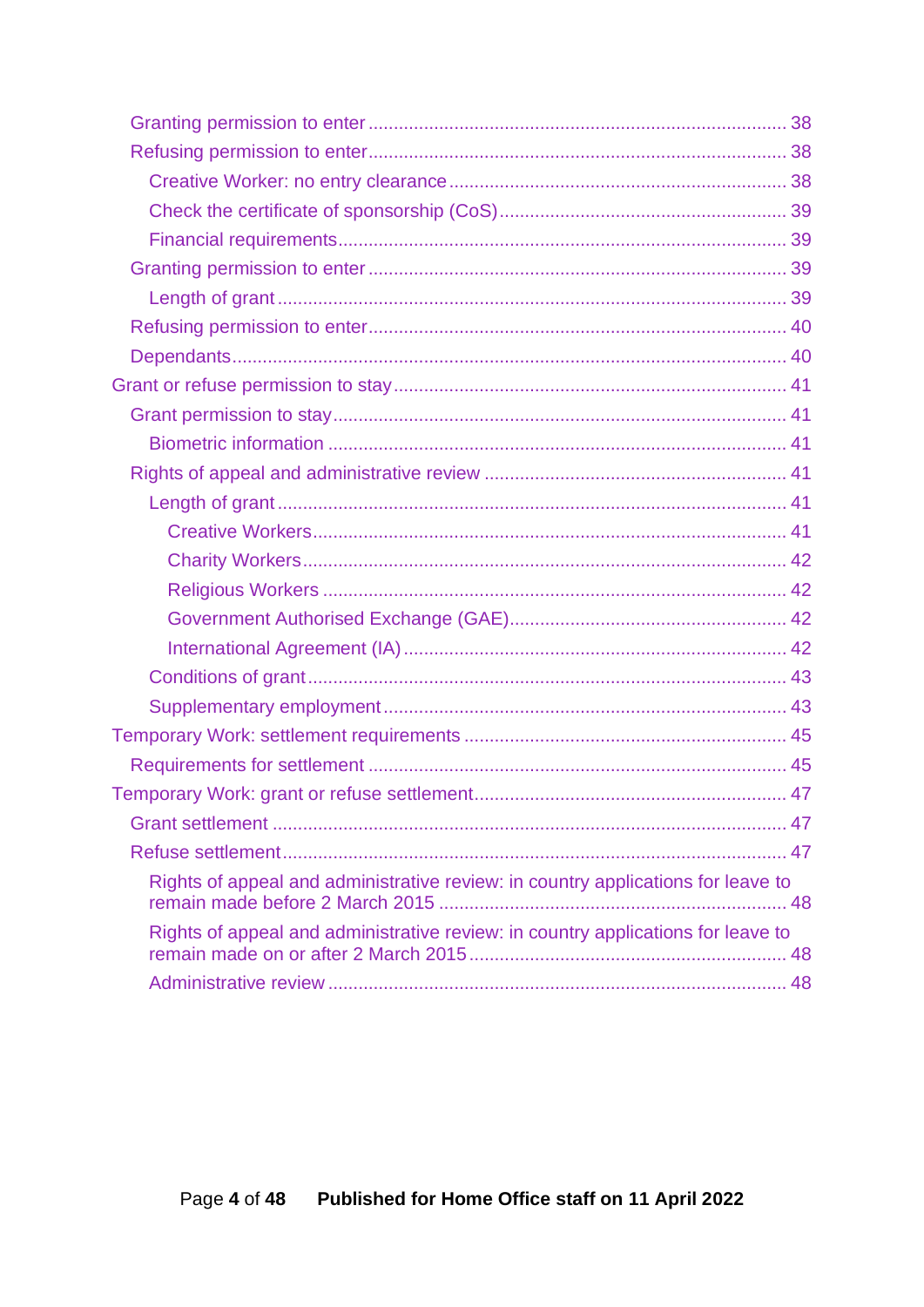- Granting permission to enter ... 38
- Refusing permission to enter ... 38
  - Creative Worker: no entry clearance ... 38
  - Check the certificate of sponsorship (CoS) ... 39
  - Financial requirements ... 39
- Granting permission to enter ... 39
  - Length of grant ... 39
- Refusing permission to enter ... 40
- Dependants ... 40

Grant or refuse permission to stay ... 41

- Grant permission to stay ... 41
  - Biometric information ... 41
- Rights of appeal and administrative review ... 41
  - Length of grant ... 41
    - Creative Workers ... 41
    - Charity Workers ... 42
    - Religious Workers ... 42
    - Government Authorised Exchange (GAE) ... 42
    - International Agreement (IA) ... 42
  - Conditions of grant ... 43
  - Supplementary employment ... 43

Temporary Work: settlement requirements ... 45

- Requirements for settlement ... 45

Temporary Work: grant or refuse settlement ... 47

- Grant settlement ... 47
- Refuse settlement ... 47
  - Rights of appeal and administrative review: in country applications for leave to remain made before 2 March 2015 ... 48
  - Rights of appeal and administrative review: in country applications for leave to remain made on or after 2 March 2015 ... 48
  - Administrative review ... 48

Published for Home Office staff on 11 April 2022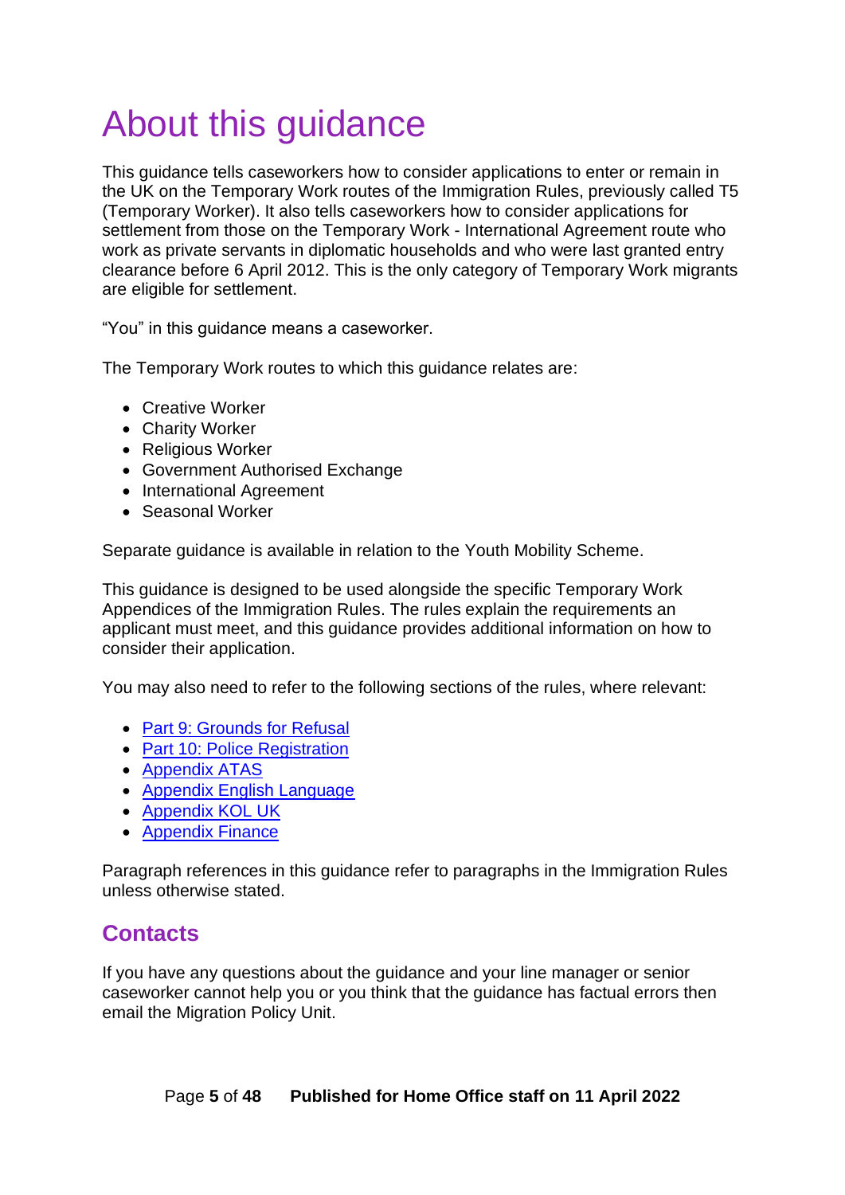# About this guidance

This guidance tells caseworkers how to consider applications to enter or remain in the UK on the Temporary Work routes of the Immigration Rules, previously called T5 (Temporary Worker). It also tells caseworkers how to consider applications for settlement from those on the Temporary Work - International Agreement route who work as private servants in diplomatic households and who were last granted entry clearance before 6 April 2012. This is the only category of Temporary Work migrants are eligible for settlement.

"You" in this guidance means a caseworker.

The Temporary Work routes to which this guidance relates are:

- Creative Worker
- Charity Worker
- Religious Worker
- Government Authorised Exchange
- International Agreement
- Seasonal Worker

Separate guidance is available in relation to the Youth Mobility Scheme.

This guidance is designed to be used alongside the specific Temporary Work Appendices of the Immigration Rules. The rules explain the requirements an applicant must meet, and this guidance provides additional information on how to consider their application.

You may also need to refer to the following sections of the rules, where relevant:

- Part 9: Grounds for Refusal
- Part 10: Police Registration
- Appendix ATAS
- Appendix English Language
- Appendix KOL UK
- Appendix Finance

Paragraph references in this guidance refer to paragraphs in the Immigration Rules unless otherwise stated.

## Contacts

If you have any questions about the guidance and your line manager or senior caseworker cannot help you or you think that the guidance has factual errors then email the Migration Policy Unit.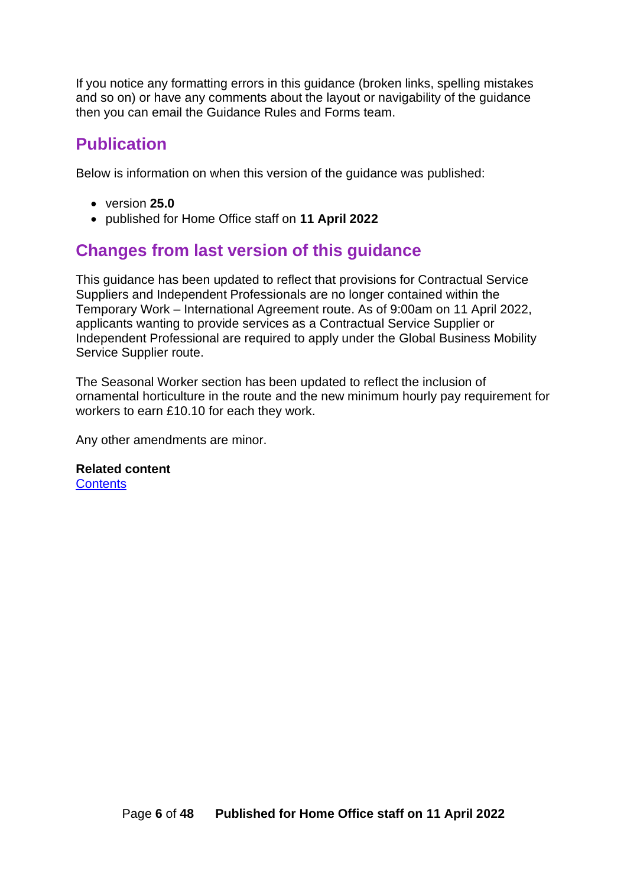If you notice any formatting errors in this guidance (broken links, spelling mistakes and so on) or have any comments about the layout or navigability of the guidance then you can email the Guidance Rules and Forms team.

## Publication

Below is information on when this version of the guidance was published:

- version **25.0**
- published for Home Office staff on **11 April 2022**

## Changes from last version of this guidance

This guidance has been updated to reflect that provisions for Contractual Service Suppliers and Independent Professionals are no longer contained within the Temporary Work – International Agreement route. As of 9:00am on 11 April 2022, applicants wanting to provide services as a Contractual Service Supplier or Independent Professional are required to apply under the Global Business Mobility Service Supplier route.

The Seasonal Worker section has been updated to reflect the inclusion of ornamental horticulture in the route and the new minimum hourly pay requirement for workers to earn £10.10 for each they work.

Any other amendments are minor.

**Related content**
[Contents]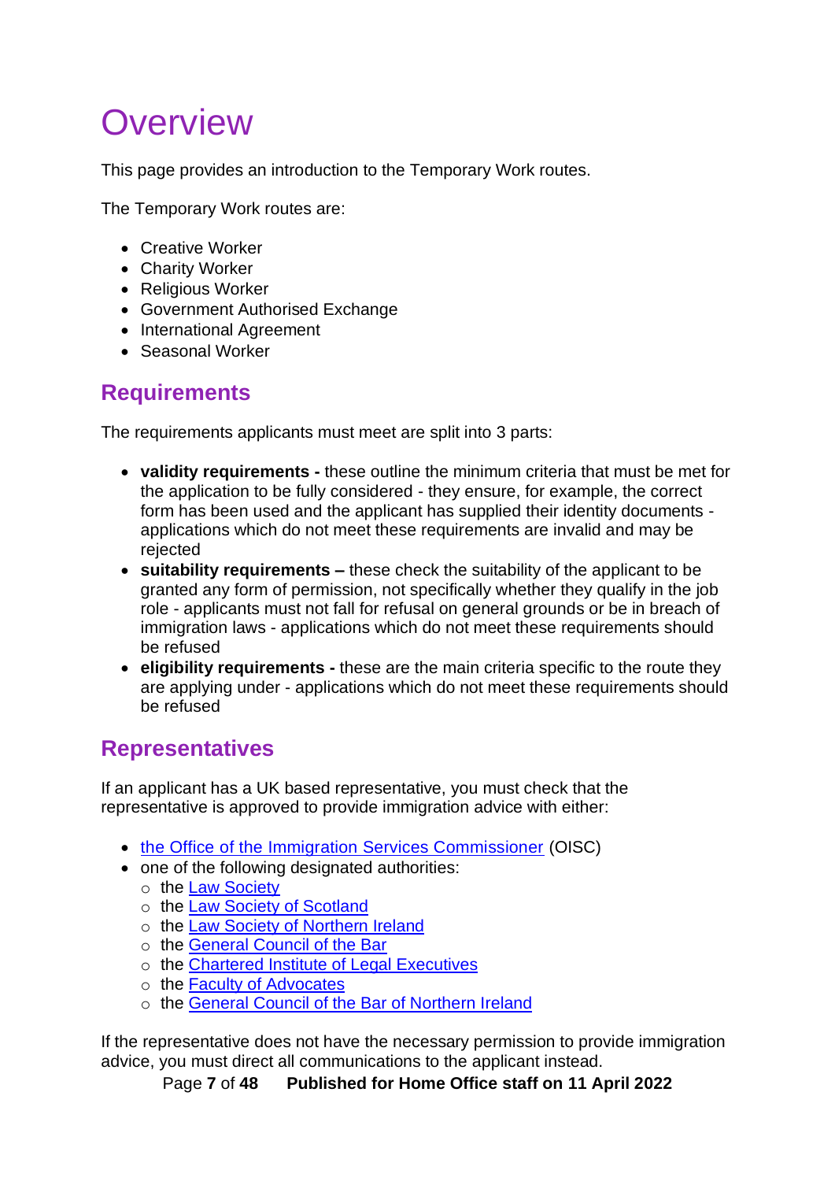# Overview

This page provides an introduction to the Temporary Work routes.

The Temporary Work routes are:

- Creative Worker
- Charity Worker
- Religious Worker
- Government Authorised Exchange
- International Agreement
- Seasonal Worker

## Requirements

The requirements applicants must meet are split into 3 parts:

- **validity requirements -** these outline the minimum criteria that must be met for the application to be fully considered - they ensure, for example, the correct form has been used and the applicant has supplied their identity documents - applications which do not meet these requirements are invalid and may be rejected
- **suitability requirements –** these check the suitability of the applicant to be granted any form of permission, not specifically whether they qualify in the job role - applicants must not fall for refusal on general grounds or be in breach of immigration laws - applications which do not meet these requirements should be refused
- **eligibility requirements -** these are the main criteria specific to the route they are applying under - applications which do not meet these requirements should be refused

## Representatives

If an applicant has a UK based representative, you must check that the representative is approved to provide immigration advice with either:

- the Office of the Immigration Services Commissioner (OISC)
- one of the following designated authorities:
  - the Law Society
  - the Law Society of Scotland
  - the Law Society of Northern Ireland
  - the General Council of the Bar
  - the Chartered Institute of Legal Executives
  - the Faculty of Advocates
  - the General Council of the Bar of Northern Ireland

If the representative does not have the necessary permission to provide immigration advice, you must direct all communications to the applicant instead.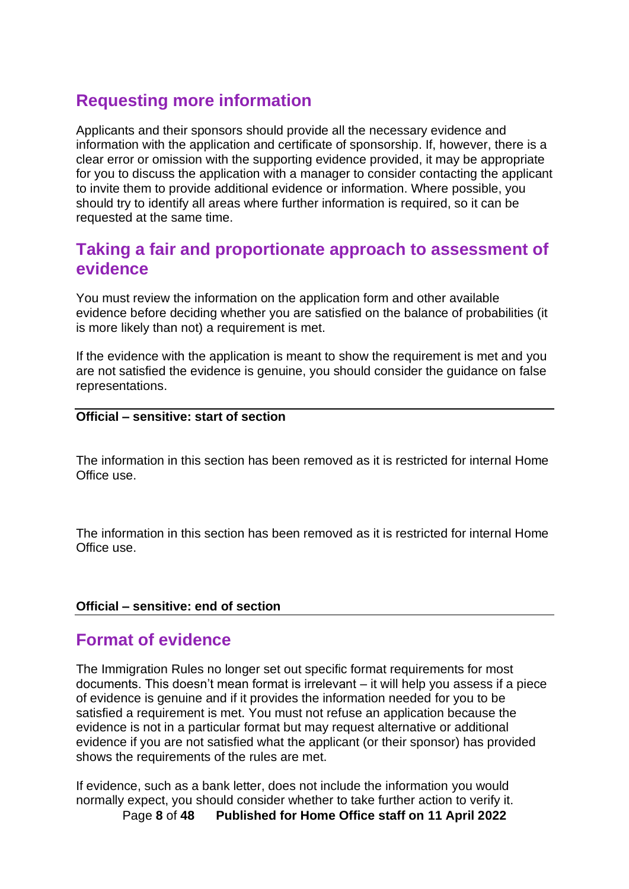## Requesting more information

Applicants and their sponsors should provide all the necessary evidence and information with the application and certificate of sponsorship. If, however, there is a clear error or omission with the supporting evidence provided, it may be appropriate for you to discuss the application with a manager to consider contacting the applicant to invite them to provide additional evidence or information. Where possible, you should try to identify all areas where further information is required, so it can be requested at the same time.

## Taking a fair and proportionate approach to assessment of evidence

You must review the information on the application form and other available evidence before deciding whether you are satisfied on the balance of probabilities (it is more likely than not) a requirement is met.

If the evidence with the application is meant to show the requirement is met and you are not satisfied the evidence is genuine, you should consider the guidance on false representations.

---

**Official – sensitive: start of section**

The information in this section has been removed as it is restricted for internal Home Office use.

The information in this section has been removed as it is restricted for internal Home Office use.

**Official – sensitive: end of section**

---

## Format of evidence

The Immigration Rules no longer set out specific format requirements for most documents. This doesn't mean format is irrelevant – it will help you assess if a piece of evidence is genuine and if it provides the information needed for you to be satisfied a requirement is met. You must not refuse an application because the evidence is not in a particular format but may request alternative or additional evidence if you are not satisfied what the applicant (or their sponsor) has provided shows the requirements of the rules are met.

If evidence, such as a bank letter, does not include the information you would normally expect, you should consider whether to take further action to verify it.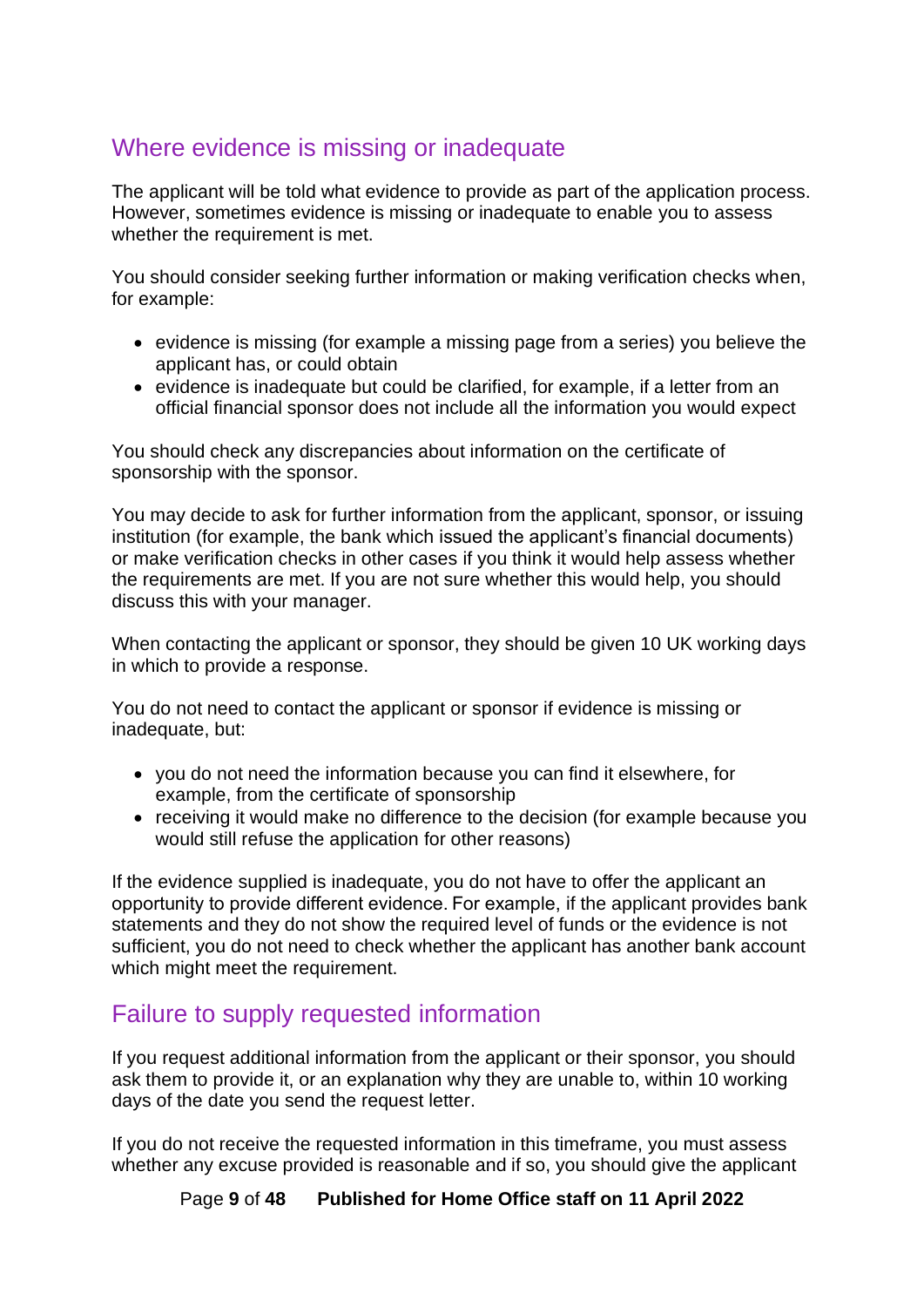## Where evidence is missing or inadequate

The applicant will be told what evidence to provide as part of the application process. However, sometimes evidence is missing or inadequate to enable you to assess whether the requirement is met.

You should consider seeking further information or making verification checks when, for example:

- evidence is missing (for example a missing page from a series) you believe the applicant has, or could obtain
- evidence is inadequate but could be clarified, for example, if a letter from an official financial sponsor does not include all the information you would expect

You should check any discrepancies about information on the certificate of sponsorship with the sponsor.

You may decide to ask for further information from the applicant, sponsor, or issuing institution (for example, the bank which issued the applicant's financial documents) or make verification checks in other cases if you think it would help assess whether the requirements are met. If you are not sure whether this would help, you should discuss this with your manager.

When contacting the applicant or sponsor, they should be given 10 UK working days in which to provide a response.

You do not need to contact the applicant or sponsor if evidence is missing or inadequate, but:

- you do not need the information because you can find it elsewhere, for example, from the certificate of sponsorship
- receiving it would make no difference to the decision (for example because you would still refuse the application for other reasons)

If the evidence supplied is inadequate, you do not have to offer the applicant an opportunity to provide different evidence. For example, if the applicant provides bank statements and they do not show the required level of funds or the evidence is not sufficient, you do not need to check whether the applicant has another bank account which might meet the requirement.

## Failure to supply requested information

If you request additional information from the applicant or their sponsor, you should ask them to provide it, or an explanation why they are unable to, within 10 working days of the date you send the request letter.

If you do not receive the requested information in this timeframe, you must assess whether any excuse provided is reasonable and if so, you should give the applicant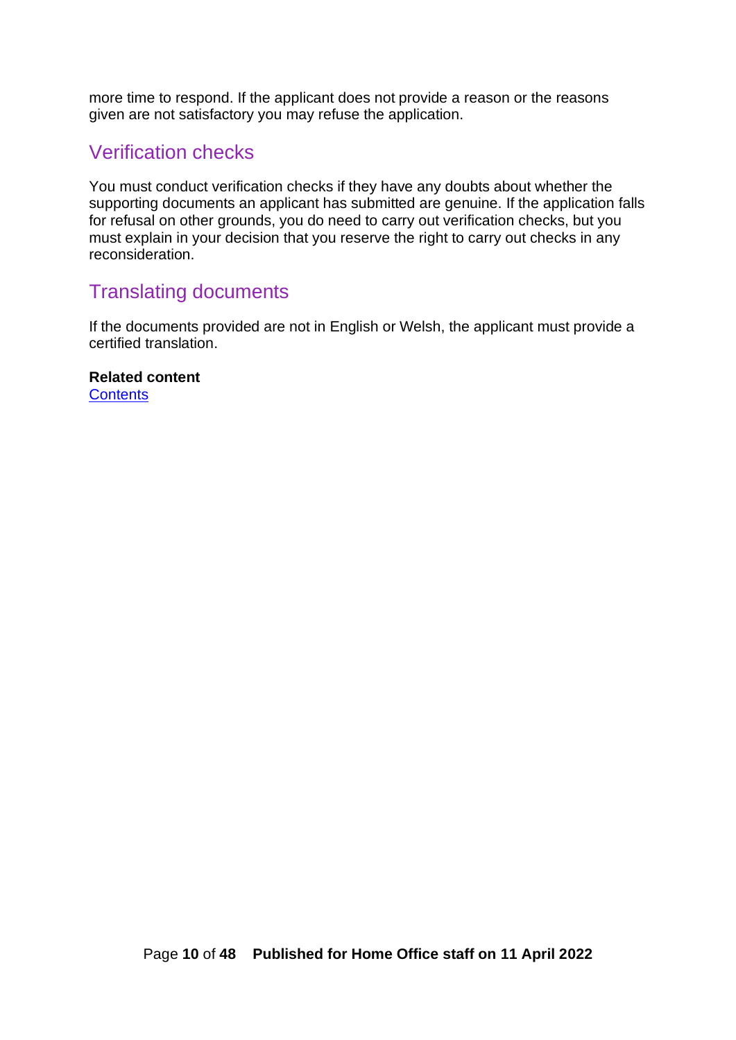more time to respond. If the applicant does not provide a reason or the reasons given are not satisfactory you may refuse the application.

## Verification checks

You must conduct verification checks if they have any doubts about whether the supporting documents an applicant has submitted are genuine. If the application falls for refusal on other grounds, you do need to carry out verification checks, but you must explain in your decision that you reserve the right to carry out checks in any reconsideration.

## Translating documents

If the documents provided are not in English or Welsh, the applicant must provide a certified translation.

**Related content**
Contents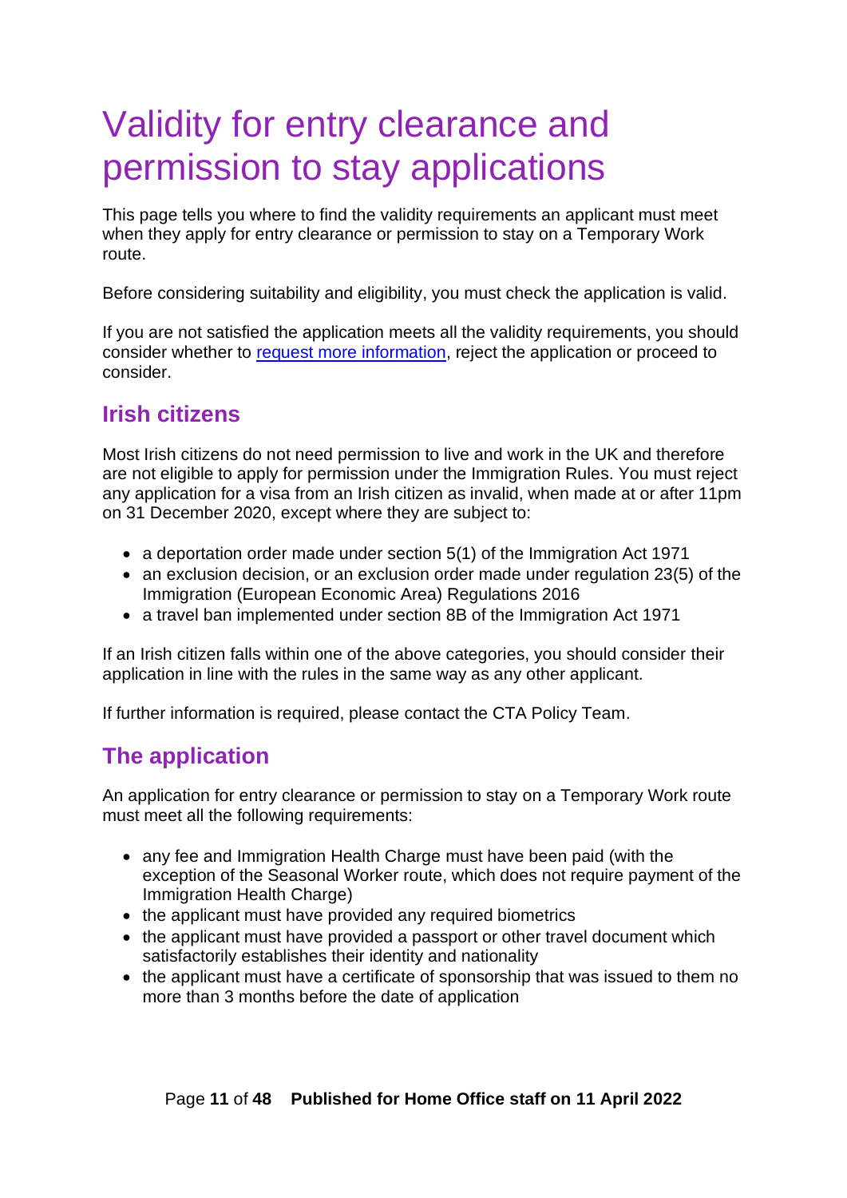# Validity for entry clearance and permission to stay applications

This page tells you where to find the validity requirements an applicant must meet when they apply for entry clearance or permission to stay on a Temporary Work route.

Before considering suitability and eligibility, you must check the application is valid.

If you are not satisfied the application meets all the validity requirements, you should consider whether to [request more information](), reject the application or proceed to consider.

## Irish citizens

Most Irish citizens do not need permission to live and work in the UK and therefore are not eligible to apply for permission under the Immigration Rules. You must reject any application for a visa from an Irish citizen as invalid, when made at or after 11pm on 31 December 2020, except where they are subject to:

- a deportation order made under section 5(1) of the Immigration Act 1971
- an exclusion decision, or an exclusion order made under regulation 23(5) of the Immigration (European Economic Area) Regulations 2016
- a travel ban implemented under section 8B of the Immigration Act 1971

If an Irish citizen falls within one of the above categories, you should consider their application in line with the rules in the same way as any other applicant.

If further information is required, please contact the CTA Policy Team.

## The application

An application for entry clearance or permission to stay on a Temporary Work route must meet all the following requirements:

- any fee and Immigration Health Charge must have been paid (with the exception of the Seasonal Worker route, which does not require payment of the Immigration Health Charge)
- the applicant must have provided any required biometrics
- the applicant must have provided a passport or other travel document which satisfactorily establishes their identity and nationality
- the applicant must have a certificate of sponsorship that was issued to them no more than 3 months before the date of application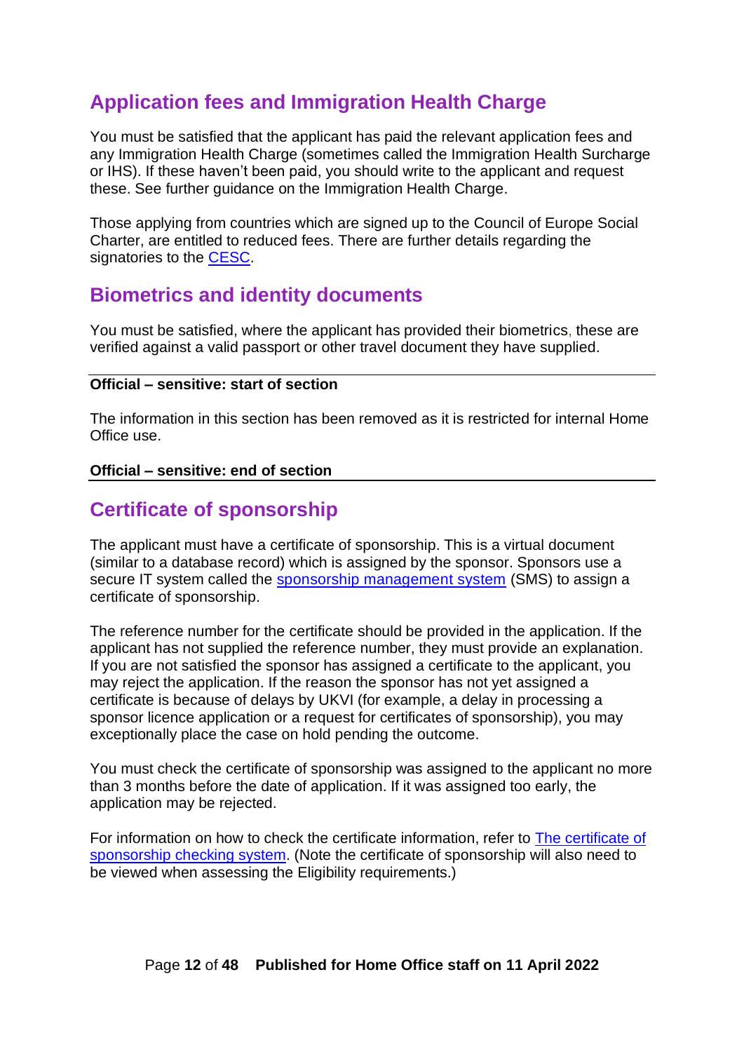## Application fees and Immigration Health Charge

You must be satisfied that the applicant has paid the relevant application fees and any Immigration Health Charge (sometimes called the Immigration Health Surcharge or IHS). If these haven't been paid, you should write to the applicant and request these. See further guidance on the Immigration Health Charge.

Those applying from countries which are signed up to the Council of Europe Social Charter, are entitled to reduced fees. There are further details regarding the signatories to the CESC.

## Biometrics and identity documents

You must be satisfied, where the applicant has provided their biometrics, these are verified against a valid passport or other travel document they have supplied.

---

**Official – sensitive: start of section**

The information in this section has been removed as it is restricted for internal Home Office use.

**Official – sensitive: end of section**

---

## Certificate of sponsorship

The applicant must have a certificate of sponsorship. This is a virtual document (similar to a database record) which is assigned by the sponsor. Sponsors use a secure IT system called the sponsorship management system (SMS) to assign a certificate of sponsorship.

The reference number for the certificate should be provided in the application. If the applicant has not supplied the reference number, they must provide an explanation. If you are not satisfied the sponsor has assigned a certificate to the applicant, you may reject the application. If the reason the sponsor has not yet assigned a certificate is because of delays by UKVI (for example, a delay in processing a sponsor licence application or a request for certificates of sponsorship), you may exceptionally place the case on hold pending the outcome.

You must check the certificate of sponsorship was assigned to the applicant no more than 3 months before the date of application. If it was assigned too early, the application may be rejected.

For information on how to check the certificate information, refer to The certificate of sponsorship checking system. (Note the certificate of sponsorship will also need to be viewed when assessing the Eligibility requirements.)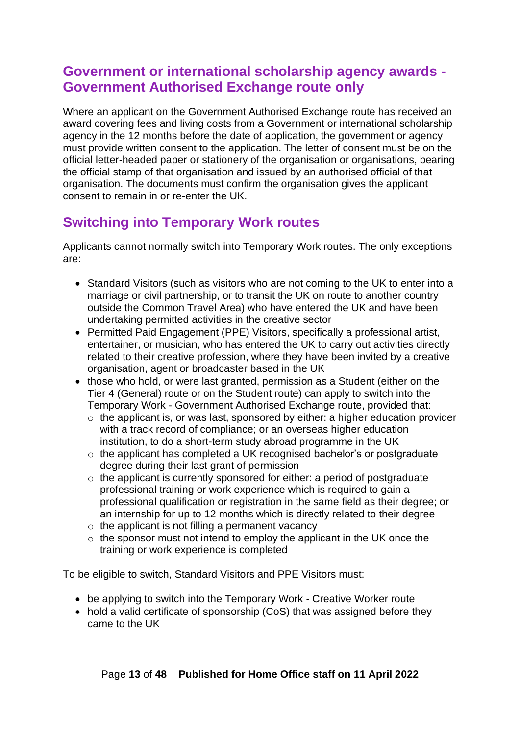## Government or international scholarship agency awards - Government Authorised Exchange route only

Where an applicant on the Government Authorised Exchange route has received an award covering fees and living costs from a Government or international scholarship agency in the 12 months before the date of application, the government or agency must provide written consent to the application. The letter of consent must be on the official letter-headed paper or stationery of the organisation or organisations, bearing the official stamp of that organisation and issued by an authorised official of that organisation. The documents must confirm the organisation gives the applicant consent to remain in or re-enter the UK.

## Switching into Temporary Work routes

Applicants cannot normally switch into Temporary Work routes. The only exceptions are:

- Standard Visitors (such as visitors who are not coming to the UK to enter into a marriage or civil partnership, or to transit the UK on route to another country outside the Common Travel Area) who have entered the UK and have been undertaking permitted activities in the creative sector
- Permitted Paid Engagement (PPE) Visitors, specifically a professional artist, entertainer, or musician, who has entered the UK to carry out activities directly related to their creative profession, where they have been invited by a creative organisation, agent or broadcaster based in the UK
- those who hold, or were last granted, permission as a Student (either on the Tier 4 (General) route or on the Student route) can apply to switch into the Temporary Work - Government Authorised Exchange route, provided that:
  - the applicant is, or was last, sponsored by either: a higher education provider with a track record of compliance; or an overseas higher education institution, to do a short-term study abroad programme in the UK
  - the applicant has completed a UK recognised bachelor's or postgraduate degree during their last grant of permission
  - the applicant is currently sponsored for either: a period of postgraduate professional training or work experience which is required to gain a professional qualification or registration in the same field as their degree; or an internship for up to 12 months which is directly related to their degree
  - the applicant is not filling a permanent vacancy
  - the sponsor must not intend to employ the applicant in the UK once the training or work experience is completed

To be eligible to switch, Standard Visitors and PPE Visitors must:

- be applying to switch into the Temporary Work - Creative Worker route
- hold a valid certificate of sponsorship (CoS) that was assigned before they came to the UK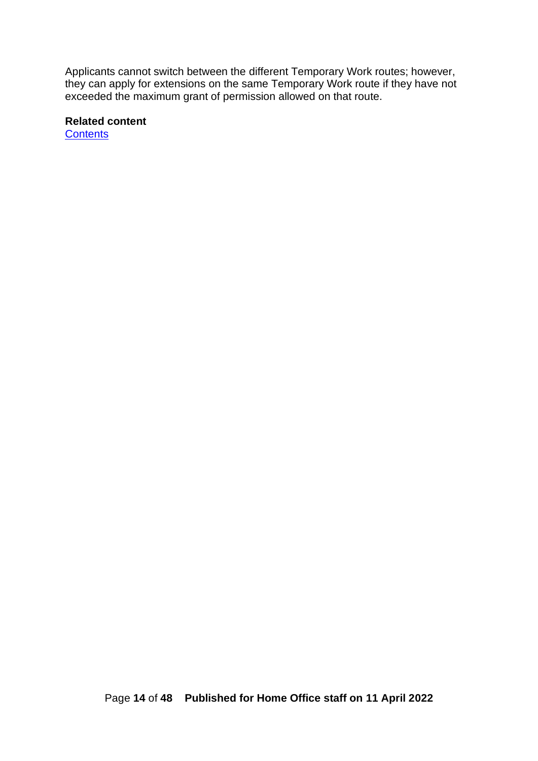Applicants cannot switch between the different Temporary Work routes; however, they can apply for extensions on the same Temporary Work route if they have not exceeded the maximum grant of permission allowed on that route.

**Related content**
Contents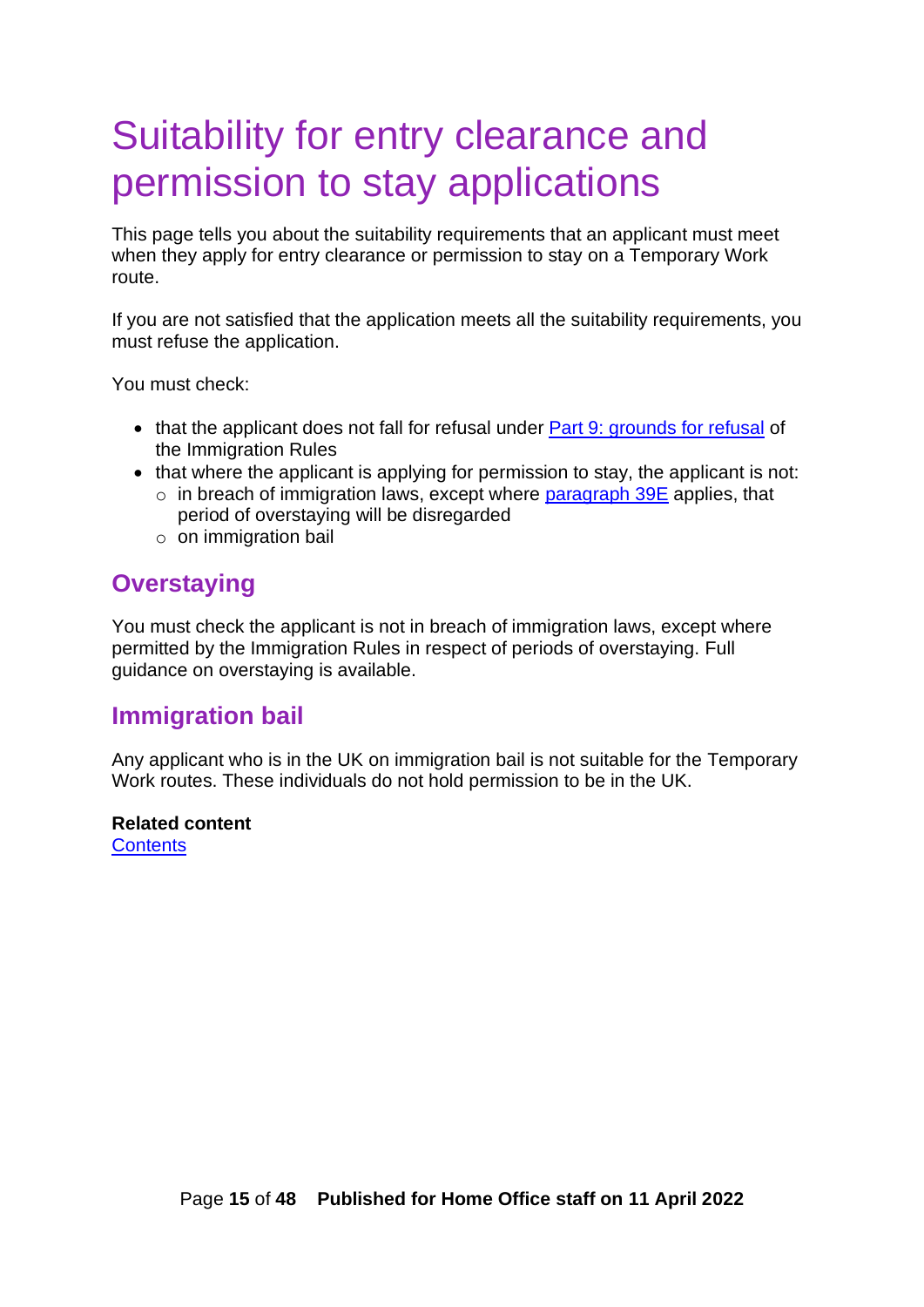# Suitability for entry clearance and permission to stay applications

This page tells you about the suitability requirements that an applicant must meet when they apply for entry clearance or permission to stay on a Temporary Work route.

If you are not satisfied that the application meets all the suitability requirements, you must refuse the application.

You must check:

- that the applicant does not fall for refusal under Part 9: grounds for refusal of the Immigration Rules
- that where the applicant is applying for permission to stay, the applicant is not:
  - in breach of immigration laws, except where paragraph 39E applies, that period of overstaying will be disregarded
  - on immigration bail

## Overstaying

You must check the applicant is not in breach of immigration laws, except where permitted by the Immigration Rules in respect of periods of overstaying. Full guidance on overstaying is available.

## Immigration bail

Any applicant who is in the UK on immigration bail is not suitable for the Temporary Work routes. These individuals do not hold permission to be in the UK.

**Related content**
Contents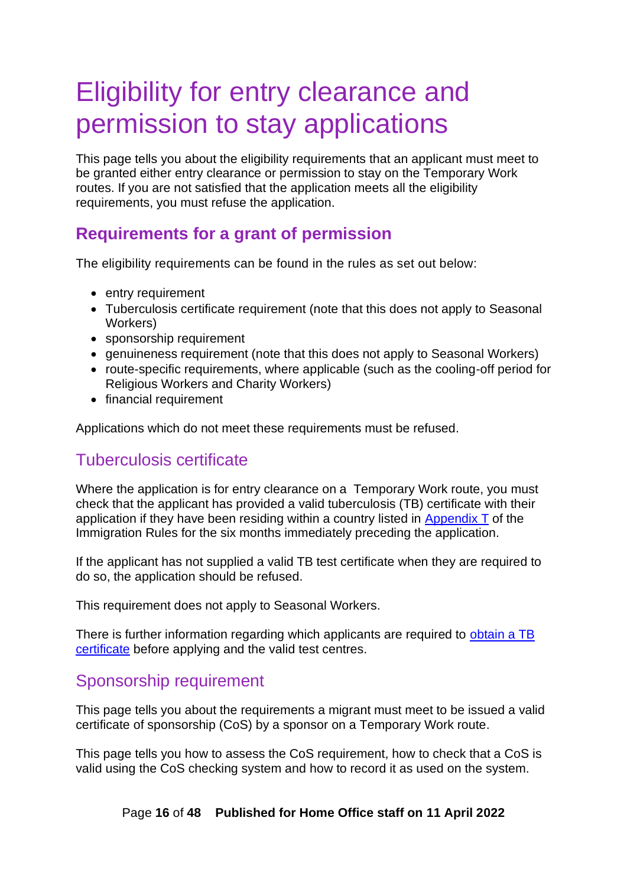# Eligibility for entry clearance and permission to stay applications

This page tells you about the eligibility requirements that an applicant must meet to be granted either entry clearance or permission to stay on the Temporary Work routes. If you are not satisfied that the application meets all the eligibility requirements, you must refuse the application.

## Requirements for a grant of permission

The eligibility requirements can be found in the rules as set out below:

- entry requirement
- Tuberculosis certificate requirement (note that this does not apply to Seasonal Workers)
- sponsorship requirement
- genuineness requirement (note that this does not apply to Seasonal Workers)
- route-specific requirements, where applicable (such as the cooling-off period for Religious Workers and Charity Workers)
- financial requirement

Applications which do not meet these requirements must be refused.

### Tuberculosis certificate

Where the application is for entry clearance on a Temporary Work route, you must check that the applicant has provided a valid tuberculosis (TB) certificate with their application if they have been residing within a country listed in [Appendix T]() of the Immigration Rules for the six months immediately preceding the application.

If the applicant has not supplied a valid TB test certificate when they are required to do so, the application should be refused.

This requirement does not apply to Seasonal Workers.

There is further information regarding which applicants are required to [obtain a TB certificate]() before applying and the valid test centres.

### Sponsorship requirement

This page tells you about the requirements a migrant must meet to be issued a valid certificate of sponsorship (CoS) by a sponsor on a Temporary Work route.

This page tells you how to assess the CoS requirement, how to check that a CoS is valid using the CoS checking system and how to record it as used on the system.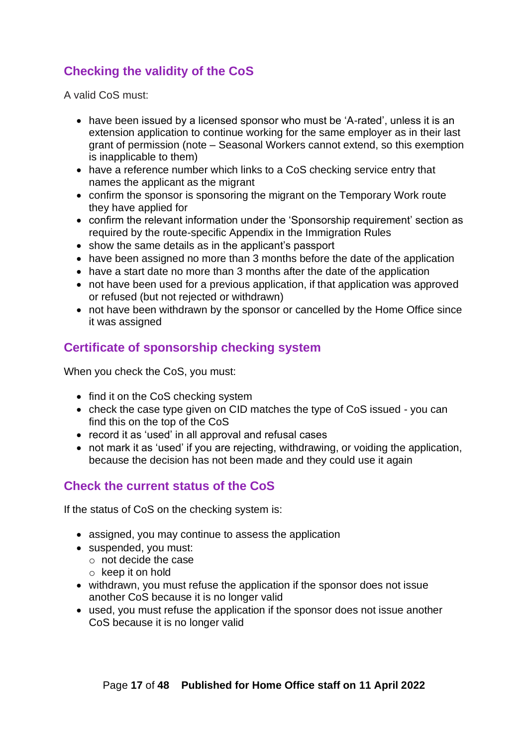## Checking the validity of the CoS

A valid CoS must:

- have been issued by a licensed sponsor who must be 'A-rated', unless it is an extension application to continue working for the same employer as in their last grant of permission (note – Seasonal Workers cannot extend, so this exemption is inapplicable to them)
- have a reference number which links to a CoS checking service entry that names the applicant as the migrant
- confirm the sponsor is sponsoring the migrant on the Temporary Work route they have applied for
- confirm the relevant information under the 'Sponsorship requirement' section as required by the route-specific Appendix in the Immigration Rules
- show the same details as in the applicant's passport
- have been assigned no more than 3 months before the date of the application
- have a start date no more than 3 months after the date of the application
- not have been used for a previous application, if that application was approved or refused (but not rejected or withdrawn)
- not have been withdrawn by the sponsor or cancelled by the Home Office since it was assigned

## Certificate of sponsorship checking system

When you check the CoS, you must:

- find it on the CoS checking system
- check the case type given on CID matches the type of CoS issued - you can find this on the top of the CoS
- record it as 'used' in all approval and refusal cases
- not mark it as 'used' if you are rejecting, withdrawing, or voiding the application, because the decision has not been made and they could use it again

## Check the current status of the CoS

If the status of CoS on the checking system is:

- assigned, you may continue to assess the application
- suspended, you must:
  - not decide the case
  - keep it on hold
- withdrawn, you must refuse the application if the sponsor does not issue another CoS because it is no longer valid
- used, you must refuse the application if the sponsor does not issue another CoS because it is no longer valid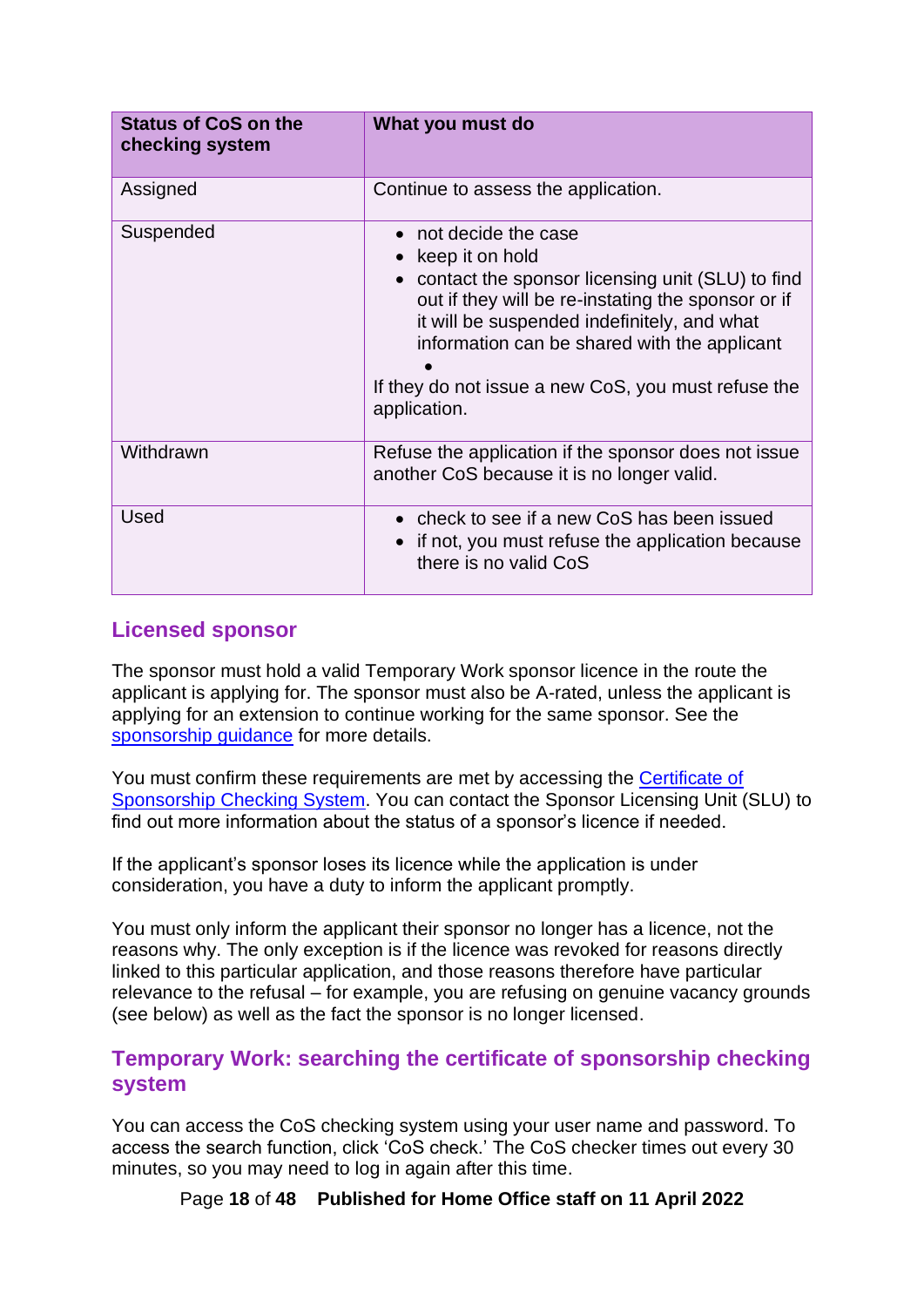| Status of CoS on the checking system | What you must do |
|---|---|
| Assigned | Continue to assess the application. |
| Suspended | • not decide the case<br>• keep it on hold<br>• contact the sponsor licensing unit (SLU) to find out if they will be re-instating the sponsor or if it will be suspended indefinitely, and what information can be shared with the applicant<br>•<br>If they do not issue a new CoS, you must refuse the application. |
| Withdrawn | Refuse the application if the sponsor does not issue another CoS because it is no longer valid. |
| Used | • check to see if a new CoS has been issued<br>• if not, you must refuse the application because there is no valid CoS |

## Licensed sponsor

The sponsor must hold a valid Temporary Work sponsor licence in the route the applicant is applying for. The sponsor must also be A-rated, unless the applicant is applying for an extension to continue working for the same sponsor. See the sponsorship guidance for more details.

You must confirm these requirements are met by accessing the Certificate of Sponsorship Checking System. You can contact the Sponsor Licensing Unit (SLU) to find out more information about the status of a sponsor's licence if needed.

If the applicant's sponsor loses its licence while the application is under consideration, you have a duty to inform the applicant promptly.

You must only inform the applicant their sponsor no longer has a licence, not the reasons why. The only exception is if the licence was revoked for reasons directly linked to this particular application, and those reasons therefore have particular relevance to the refusal – for example, you are refusing on genuine vacancy grounds (see below) as well as the fact the sponsor is no longer licensed.

## Temporary Work: searching the certificate of sponsorship checking system

You can access the CoS checking system using your user name and password. To access the search function, click 'CoS check.' The CoS checker times out every 30 minutes, so you may need to log in again after this time.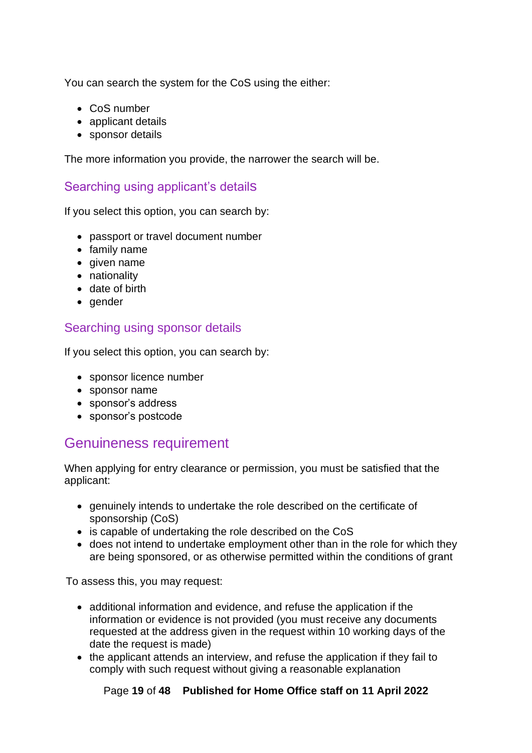You can search the system for the CoS using the either:

- CoS number
- applicant details
- sponsor details

The more information you provide, the narrower the search will be.

### Searching using applicant's details

If you select this option, you can search by:

- passport or travel document number
- family name
- given name
- nationality
- date of birth
- gender

### Searching using sponsor details

If you select this option, you can search by:

- sponsor licence number
- sponsor name
- sponsor's address
- sponsor's postcode

## Genuineness requirement

When applying for entry clearance or permission, you must be satisfied that the applicant:

- genuinely intends to undertake the role described on the certificate of sponsorship (CoS)
- is capable of undertaking the role described on the CoS
- does not intend to undertake employment other than in the role for which they are being sponsored, or as otherwise permitted within the conditions of grant

To assess this, you may request:

- additional information and evidence, and refuse the application if the information or evidence is not provided (you must receive any documents requested at the address given in the request within 10 working days of the date the request is made)
- the applicant attends an interview, and refuse the application if they fail to comply with such request without giving a reasonable explanation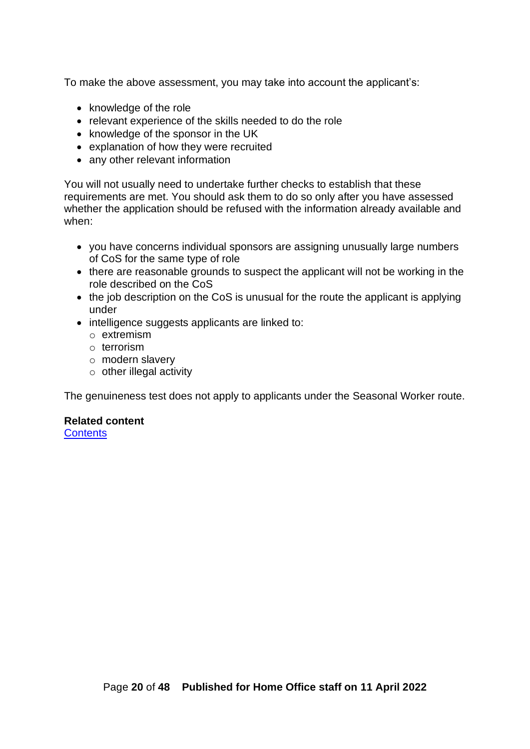To make the above assessment, you may take into account the applicant's:

- knowledge of the role
- relevant experience of the skills needed to do the role
- knowledge of the sponsor in the UK
- explanation of how they were recruited
- any other relevant information

You will not usually need to undertake further checks to establish that these requirements are met. You should ask them to do so only after you have assessed whether the application should be refused with the information already available and when:

- you have concerns individual sponsors are assigning unusually large numbers of CoS for the same type of role
- there are reasonable grounds to suspect the applicant will not be working in the role described on the CoS
- the job description on the CoS is unusual for the route the applicant is applying under
- intelligence suggests applicants are linked to:
  - extremism
  - terrorism
  - modern slavery
  - other illegal activity

The genuineness test does not apply to applicants under the Seasonal Worker route.

**Related content**
[Contents]()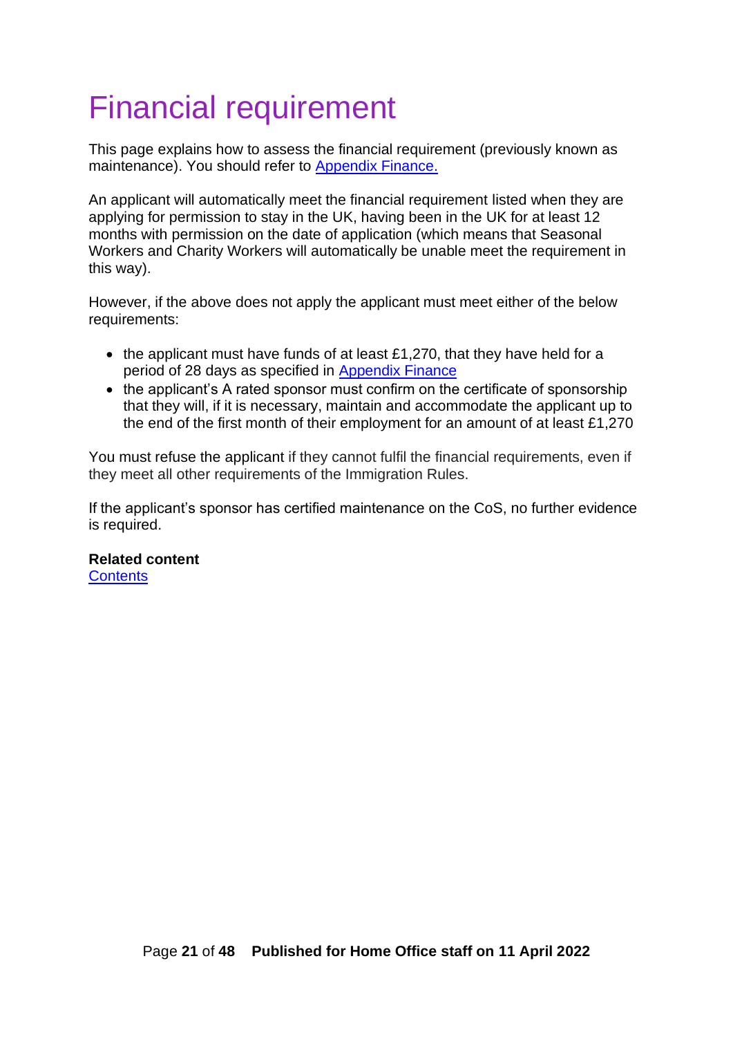# Financial requirement

This page explains how to assess the financial requirement (previously known as maintenance). You should refer to [Appendix Finance.](#)

An applicant will automatically meet the financial requirement listed when they are applying for permission to stay in the UK, having been in the UK for at least 12 months with permission on the date of application (which means that Seasonal Workers and Charity Workers will automatically be unable meet the requirement in this way).

However, if the above does not apply the applicant must meet either of the below requirements:

- the applicant must have funds of at least £1,270, that they have held for a period of 28 days as specified in [Appendix Finance](#)
- the applicant's A rated sponsor must confirm on the certificate of sponsorship that they will, if it is necessary, maintain and accommodate the applicant up to the end of the first month of their employment for an amount of at least £1,270

You must refuse the applicant if they cannot fulfil the financial requirements, even if they meet all other requirements of the Immigration Rules.

If the applicant's sponsor has certified maintenance on the CoS, no further evidence is required.

**Related content**
[Contents](#)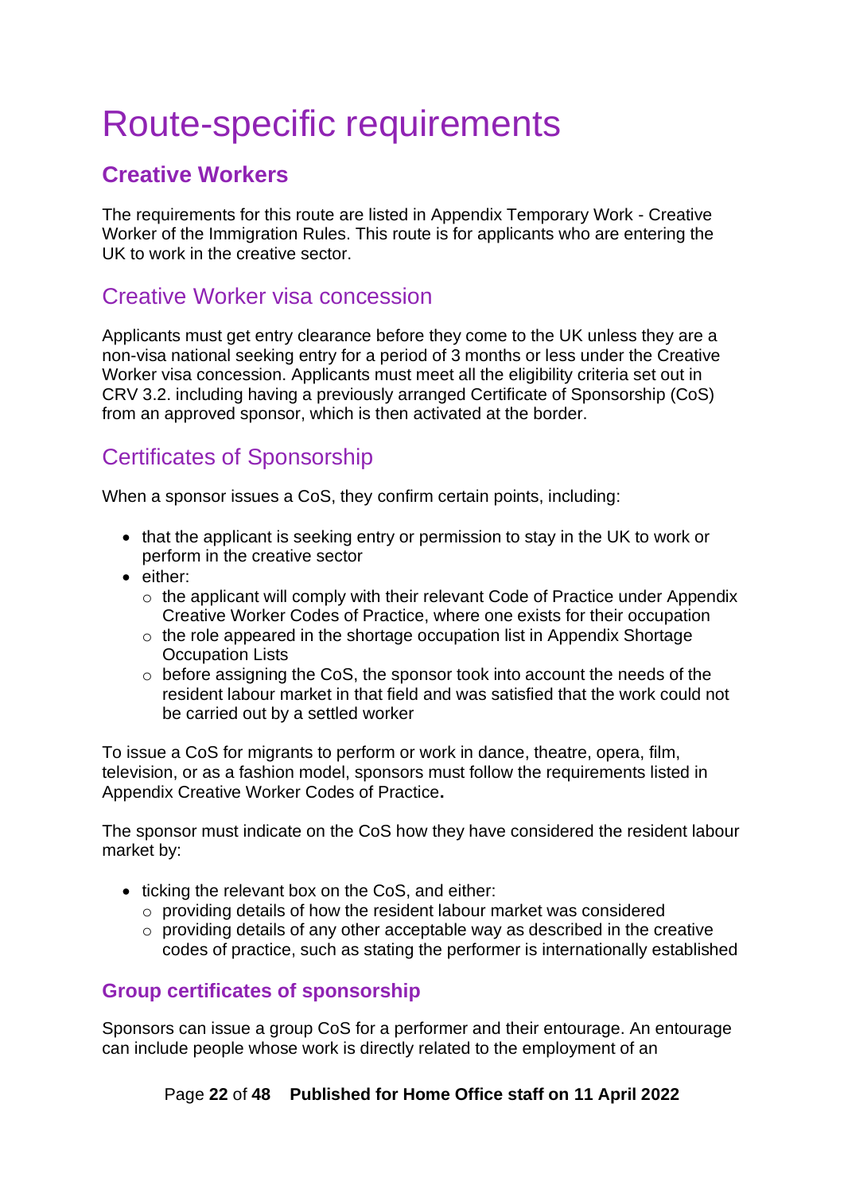# Route-specific requirements

## Creative Workers

The requirements for this route are listed in Appendix Temporary Work - Creative Worker of the Immigration Rules. This route is for applicants who are entering the UK to work in the creative sector.

### Creative Worker visa concession

Applicants must get entry clearance before they come to the UK unless they are a non-visa national seeking entry for a period of 3 months or less under the Creative Worker visa concession. Applicants must meet all the eligibility criteria set out in CRV 3.2. including having a previously arranged Certificate of Sponsorship (CoS) from an approved sponsor, which is then activated at the border.

### Certificates of Sponsorship

When a sponsor issues a CoS, they confirm certain points, including:

- that the applicant is seeking entry or permission to stay in the UK to work or perform in the creative sector
- either:
  - the applicant will comply with their relevant Code of Practice under Appendix Creative Worker Codes of Practice, where one exists for their occupation
  - the role appeared in the shortage occupation list in Appendix Shortage Occupation Lists
  - before assigning the CoS, the sponsor took into account the needs of the resident labour market in that field and was satisfied that the work could not be carried out by a settled worker

To issue a CoS for migrants to perform or work in dance, theatre, opera, film, television, or as a fashion model, sponsors must follow the requirements listed in Appendix Creative Worker Codes of Practice**.**

The sponsor must indicate on the CoS how they have considered the resident labour market by:

- ticking the relevant box on the CoS, and either:
  - providing details of how the resident labour market was considered
  - providing details of any other acceptable way as described in the creative codes of practice, such as stating the performer is internationally established

#### Group certificates of sponsorship

Sponsors can issue a group CoS for a performer and their entourage. An entourage can include people whose work is directly related to the employment of an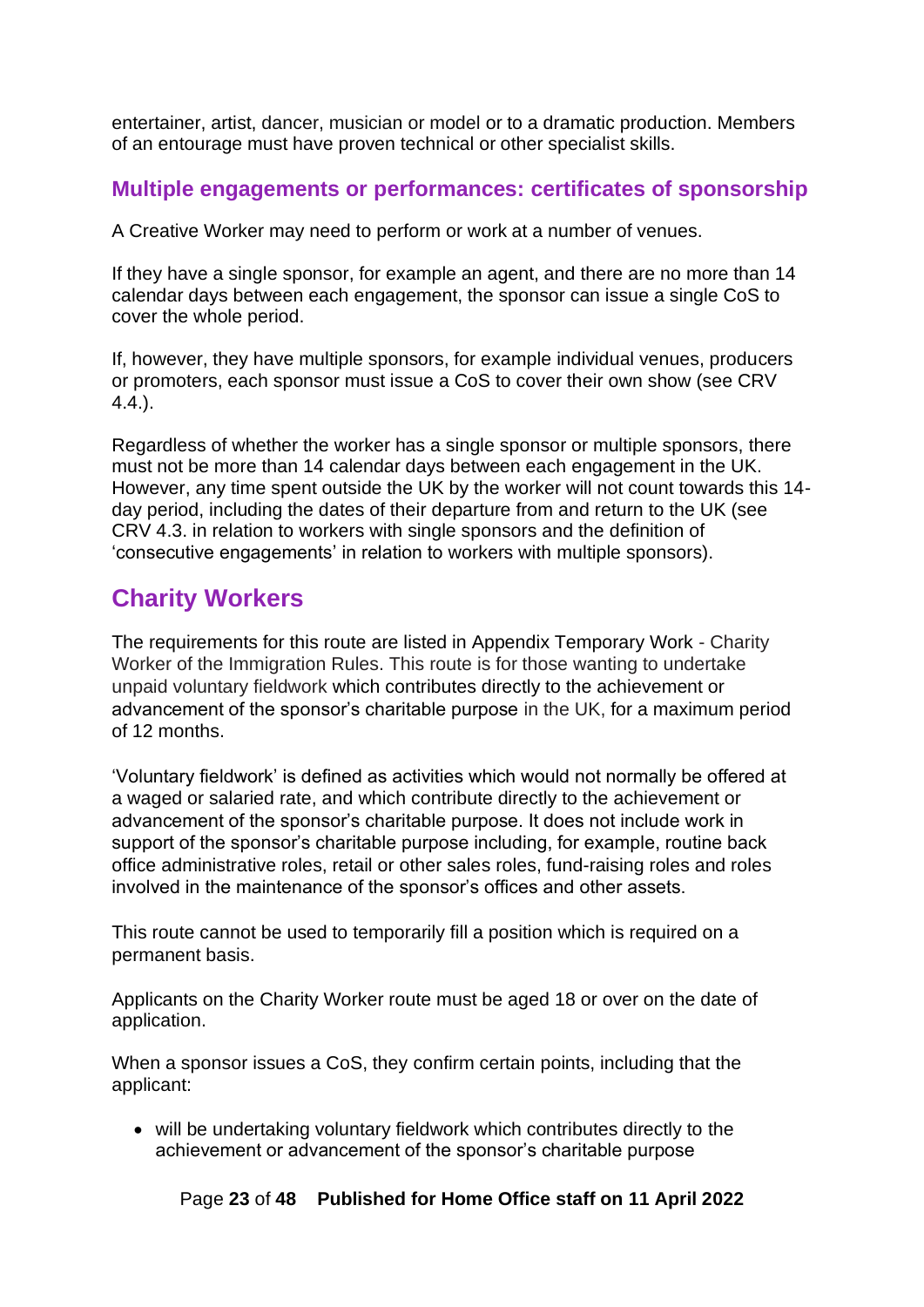entertainer, artist, dancer, musician or model or to a dramatic production. Members of an entourage must have proven technical or other specialist skills.

### Multiple engagements or performances: certificates of sponsorship

A Creative Worker may need to perform or work at a number of venues.

If they have a single sponsor, for example an agent, and there are no more than 14 calendar days between each engagement, the sponsor can issue a single CoS to cover the whole period.

If, however, they have multiple sponsors, for example individual venues, producers or promoters, each sponsor must issue a CoS to cover their own show (see CRV 4.4.).

Regardless of whether the worker has a single sponsor or multiple sponsors, there must not be more than 14 calendar days between each engagement in the UK. However, any time spent outside the UK by the worker will not count towards this 14-day period, including the dates of their departure from and return to the UK (see CRV 4.3. in relation to workers with single sponsors and the definition of 'consecutive engagements' in relation to workers with multiple sponsors).

## Charity Workers

The requirements for this route are listed in Appendix Temporary Work - Charity Worker of the Immigration Rules. This route is for those wanting to undertake unpaid voluntary fieldwork which contributes directly to the achievement or advancement of the sponsor's charitable purpose in the UK, for a maximum period of 12 months.

'Voluntary fieldwork' is defined as activities which would not normally be offered at a waged or salaried rate, and which contribute directly to the achievement or advancement of the sponsor's charitable purpose. It does not include work in support of the sponsor's charitable purpose including, for example, routine back office administrative roles, retail or other sales roles, fund-raising roles and roles involved in the maintenance of the sponsor's offices and other assets.

This route cannot be used to temporarily fill a position which is required on a permanent basis.

Applicants on the Charity Worker route must be aged 18 or over on the date of application.

When a sponsor issues a CoS, they confirm certain points, including that the applicant:

- will be undertaking voluntary fieldwork which contributes directly to the achievement or advancement of the sponsor's charitable purpose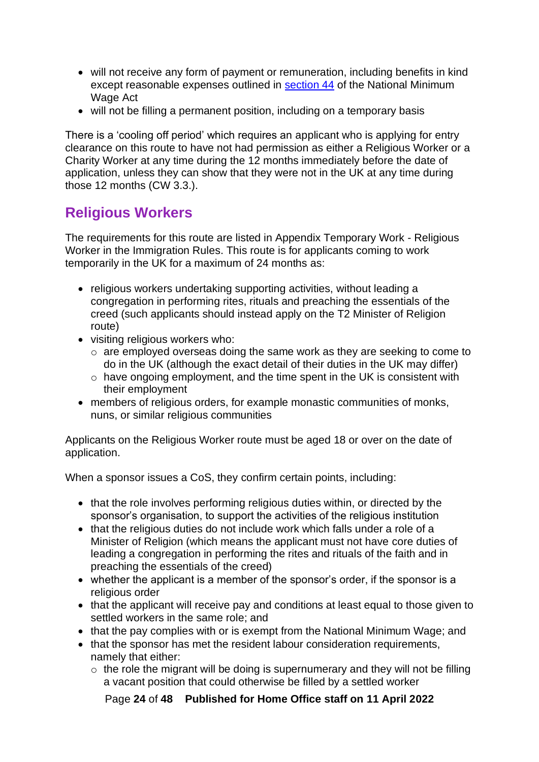- will not receive any form of payment or remuneration, including benefits in kind except reasonable expenses outlined in [section 44](#) of the National Minimum Wage Act
- will not be filling a permanent position, including on a temporary basis

There is a 'cooling off period' which requires an applicant who is applying for entry clearance on this route to have not had permission as either a Religious Worker or a Charity Worker at any time during the 12 months immediately before the date of application, unless they can show that they were not in the UK at any time during those 12 months (CW 3.3.).

## Religious Workers

The requirements for this route are listed in Appendix Temporary Work - Religious Worker in the Immigration Rules. This route is for applicants coming to work temporarily in the UK for a maximum of 24 months as:

- religious workers undertaking supporting activities, without leading a congregation in performing rites, rituals and preaching the essentials of the creed (such applicants should instead apply on the T2 Minister of Religion route)
- visiting religious workers who:
  - are employed overseas doing the same work as they are seeking to come to do in the UK (although the exact detail of their duties in the UK may differ)
  - have ongoing employment, and the time spent in the UK is consistent with their employment
- members of religious orders, for example monastic communities of monks, nuns, or similar religious communities

Applicants on the Religious Worker route must be aged 18 or over on the date of application.

When a sponsor issues a CoS, they confirm certain points, including:

- that the role involves performing religious duties within, or directed by the sponsor's organisation, to support the activities of the religious institution
- that the religious duties do not include work which falls under a role of a Minister of Religion (which means the applicant must not have core duties of leading a congregation in performing the rites and rituals of the faith and in preaching the essentials of the creed)
- whether the applicant is a member of the sponsor's order, if the sponsor is a religious order
- that the applicant will receive pay and conditions at least equal to those given to settled workers in the same role; and
- that the pay complies with or is exempt from the National Minimum Wage; and
- that the sponsor has met the resident labour consideration requirements, namely that either:
  - the role the migrant will be doing is supernumerary and they will not be filling a vacant position that could otherwise be filled by a settled worker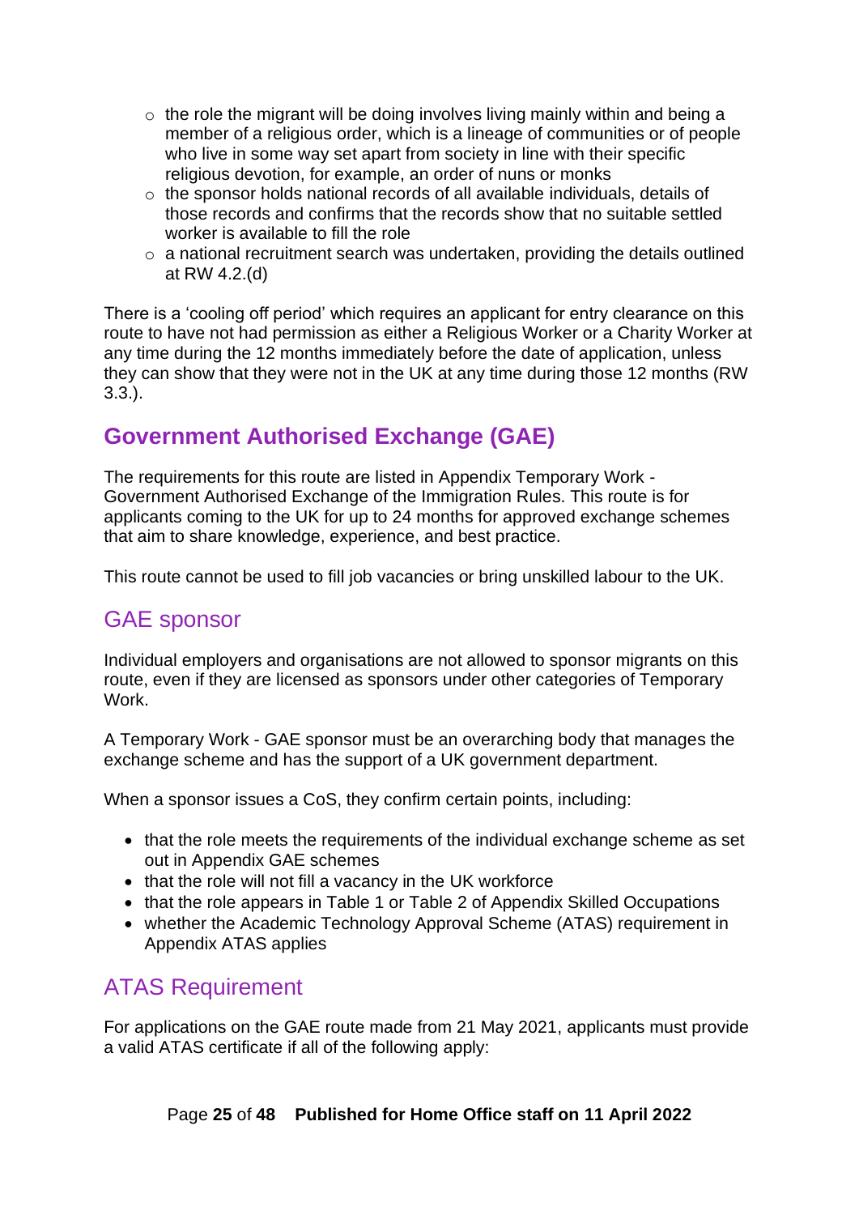- the role the migrant will be doing involves living mainly within and being a member of a religious order, which is a lineage of communities or of people who live in some way set apart from society in line with their specific religious devotion, for example, an order of nuns or monks
  - the sponsor holds national records of all available individuals, details of those records and confirms that the records show that no suitable settled worker is available to fill the role
  - a national recruitment search was undertaken, providing the details outlined at RW 4.2.(d)

There is a 'cooling off period' which requires an applicant for entry clearance on this route to have not had permission as either a Religious Worker or a Charity Worker at any time during the 12 months immediately before the date of application, unless they can show that they were not in the UK at any time during those 12 months (RW 3.3.).

## Government Authorised Exchange (GAE)

The requirements for this route are listed in Appendix Temporary Work - Government Authorised Exchange of the Immigration Rules. This route is for applicants coming to the UK for up to 24 months for approved exchange schemes that aim to share knowledge, experience, and best practice.

This route cannot be used to fill job vacancies or bring unskilled labour to the UK.

### GAE sponsor

Individual employers and organisations are not allowed to sponsor migrants on this route, even if they are licensed as sponsors under other categories of Temporary Work.

A Temporary Work - GAE sponsor must be an overarching body that manages the exchange scheme and has the support of a UK government department.

When a sponsor issues a CoS, they confirm certain points, including:

- that the role meets the requirements of the individual exchange scheme as set out in Appendix GAE schemes
- that the role will not fill a vacancy in the UK workforce
- that the role appears in Table 1 or Table 2 of Appendix Skilled Occupations
- whether the Academic Technology Approval Scheme (ATAS) requirement in Appendix ATAS applies

### ATAS Requirement

For applications on the GAE route made from 21 May 2021, applicants must provide a valid ATAS certificate if all of the following apply: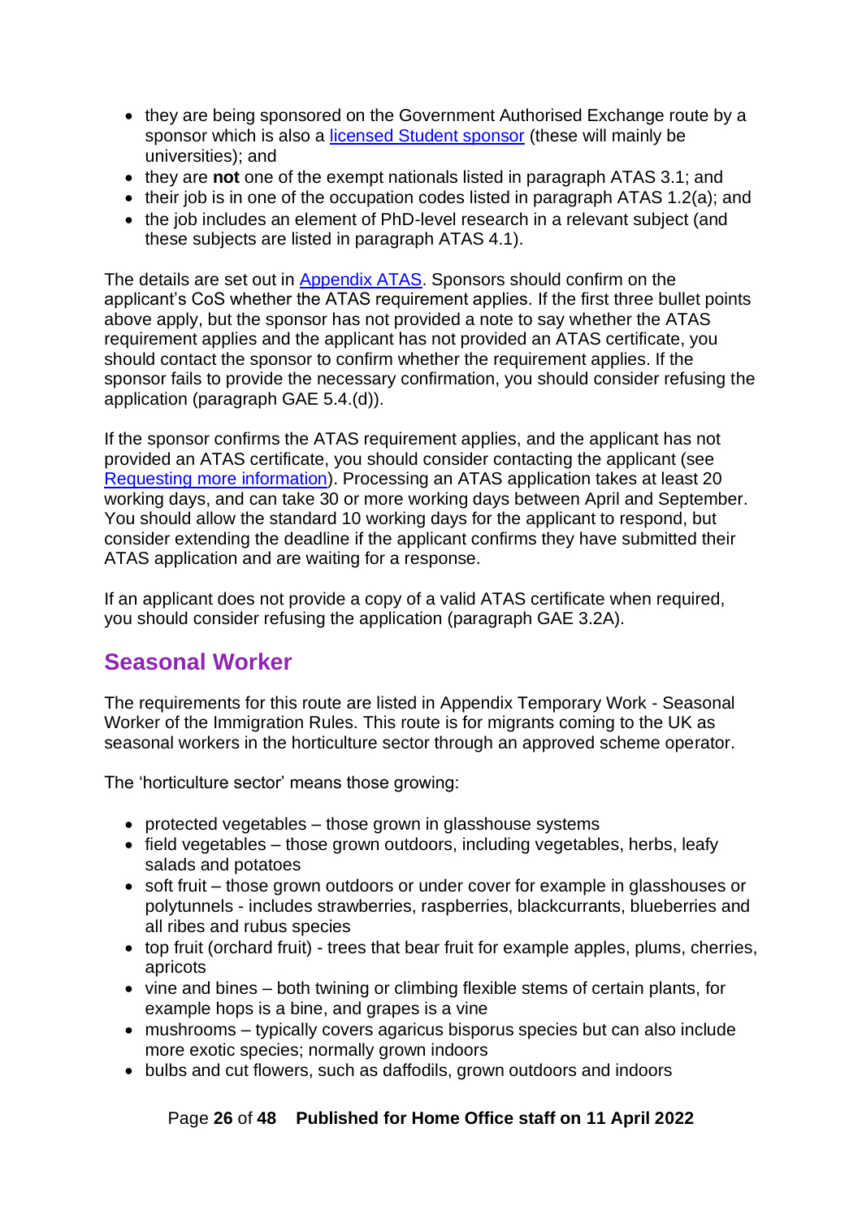- they are being sponsored on the Government Authorised Exchange route by a sponsor which is also a licensed Student sponsor (these will mainly be universities); and
- they are **not** one of the exempt nationals listed in paragraph ATAS 3.1; and
- their job is in one of the occupation codes listed in paragraph ATAS 1.2(a); and
- the job includes an element of PhD-level research in a relevant subject (and these subjects are listed in paragraph ATAS 4.1).

The details are set out in Appendix ATAS. Sponsors should confirm on the applicant's CoS whether the ATAS requirement applies. If the first three bullet points above apply, but the sponsor has not provided a note to say whether the ATAS requirement applies and the applicant has not provided an ATAS certificate, you should contact the sponsor to confirm whether the requirement applies. If the sponsor fails to provide the necessary confirmation, you should consider refusing the application (paragraph GAE 5.4.(d)).

If the sponsor confirms the ATAS requirement applies, and the applicant has not provided an ATAS certificate, you should consider contacting the applicant (see Requesting more information). Processing an ATAS application takes at least 20 working days, and can take 30 or more working days between April and September. You should allow the standard 10 working days for the applicant to respond, but consider extending the deadline if the applicant confirms they have submitted their ATAS application and are waiting for a response.

If an applicant does not provide a copy of a valid ATAS certificate when required, you should consider refusing the application (paragraph GAE 3.2A).

## Seasonal Worker

The requirements for this route are listed in Appendix Temporary Work - Seasonal Worker of the Immigration Rules. This route is for migrants coming to the UK as seasonal workers in the horticulture sector through an approved scheme operator.

The 'horticulture sector' means those growing:

- protected vegetables – those grown in glasshouse systems
- field vegetables – those grown outdoors, including vegetables, herbs, leafy salads and potatoes
- soft fruit – those grown outdoors or under cover for example in glasshouses or polytunnels - includes strawberries, raspberries, blackcurrants, blueberries and all ribes and rubus species
- top fruit (orchard fruit) - trees that bear fruit for example apples, plums, cherries, apricots
- vine and bines – both twining or climbing flexible stems of certain plants, for example hops is a bine, and grapes is a vine
- mushrooms – typically covers agaricus bisporus species but can also include more exotic species; normally grown indoors
- bulbs and cut flowers, such as daffodils, grown outdoors and indoors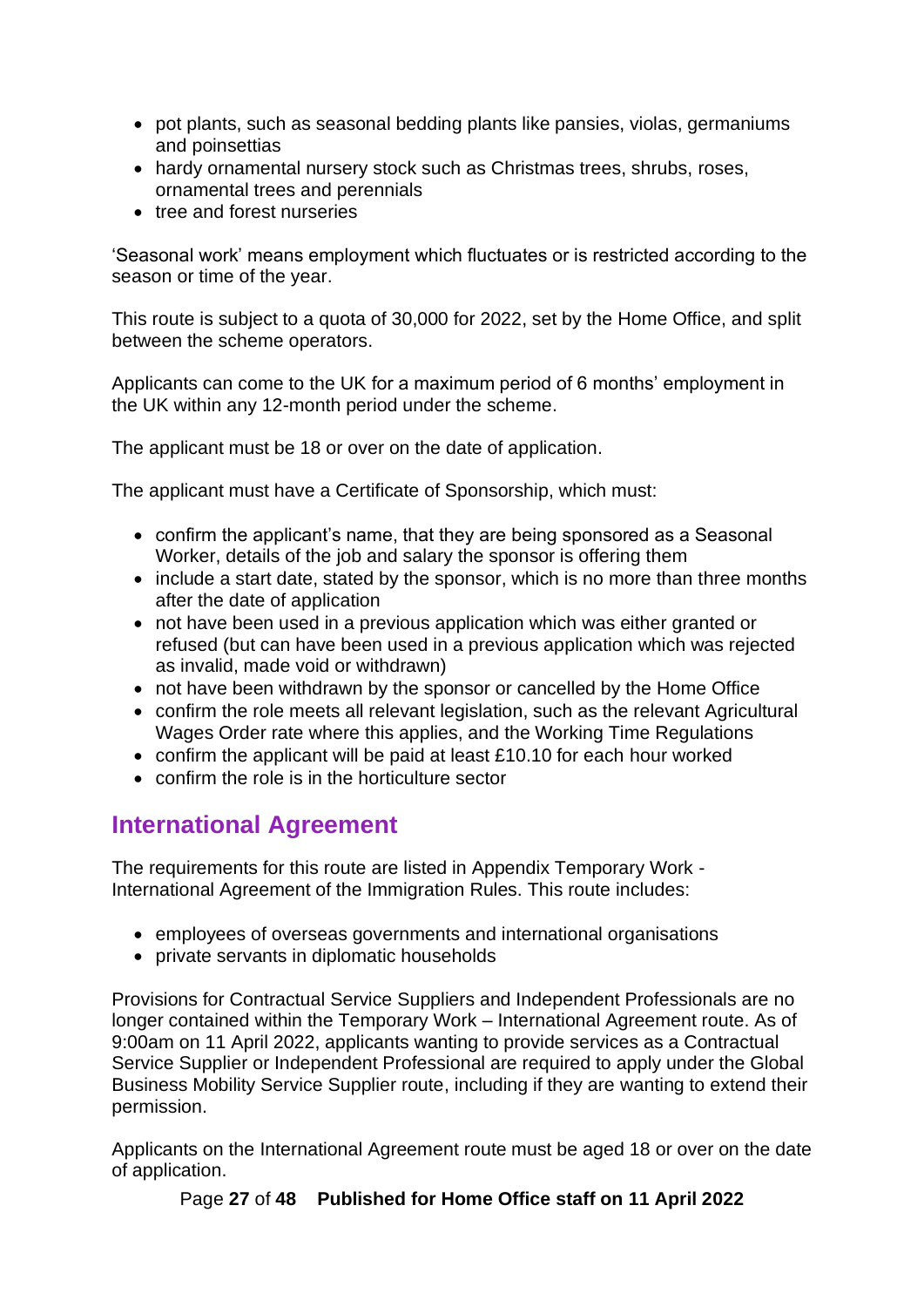- pot plants, such as seasonal bedding plants like pansies, violas, germaniums and poinsettias
- hardy ornamental nursery stock such as Christmas trees, shrubs, roses, ornamental trees and perennials
- tree and forest nurseries

'Seasonal work' means employment which fluctuates or is restricted according to the season or time of the year.

This route is subject to a quota of 30,000 for 2022, set by the Home Office, and split between the scheme operators.

Applicants can come to the UK for a maximum period of 6 months' employment in the UK within any 12-month period under the scheme.

The applicant must be 18 or over on the date of application.

The applicant must have a Certificate of Sponsorship, which must:

- confirm the applicant's name, that they are being sponsored as a Seasonal Worker, details of the job and salary the sponsor is offering them
- include a start date, stated by the sponsor, which is no more than three months after the date of application
- not have been used in a previous application which was either granted or refused (but can have been used in a previous application which was rejected as invalid, made void or withdrawn)
- not have been withdrawn by the sponsor or cancelled by the Home Office
- confirm the role meets all relevant legislation, such as the relevant Agricultural Wages Order rate where this applies, and the Working Time Regulations
- confirm the applicant will be paid at least £10.10 for each hour worked
- confirm the role is in the horticulture sector

## International Agreement

The requirements for this route are listed in Appendix Temporary Work - International Agreement of the Immigration Rules. This route includes:

- employees of overseas governments and international organisations
- private servants in diplomatic households

Provisions for Contractual Service Suppliers and Independent Professionals are no longer contained within the Temporary Work – International Agreement route. As of 9:00am on 11 April 2022, applicants wanting to provide services as a Contractual Service Supplier or Independent Professional are required to apply under the Global Business Mobility Service Supplier route, including if they are wanting to extend their permission.

Applicants on the International Agreement route must be aged 18 or over on the date of application.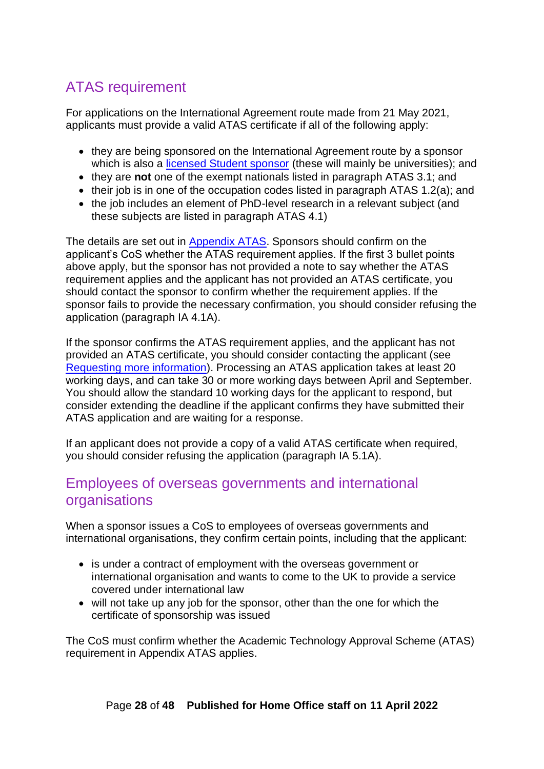## ATAS requirement

For applications on the International Agreement route made from 21 May 2021, applicants must provide a valid ATAS certificate if all of the following apply:

- they are being sponsored on the International Agreement route by a sponsor which is also a licensed Student sponsor (these will mainly be universities); and
- they are **not** one of the exempt nationals listed in paragraph ATAS 3.1; and
- their job is in one of the occupation codes listed in paragraph ATAS 1.2(a); and
- the job includes an element of PhD-level research in a relevant subject (and these subjects are listed in paragraph ATAS 4.1)

The details are set out in Appendix ATAS. Sponsors should confirm on the applicant's CoS whether the ATAS requirement applies. If the first 3 bullet points above apply, but the sponsor has not provided a note to say whether the ATAS requirement applies and the applicant has not provided an ATAS certificate, you should contact the sponsor to confirm whether the requirement applies. If the sponsor fails to provide the necessary confirmation, you should consider refusing the application (paragraph IA 4.1A).

If the sponsor confirms the ATAS requirement applies, and the applicant has not provided an ATAS certificate, you should consider contacting the applicant (see Requesting more information). Processing an ATAS application takes at least 20 working days, and can take 30 or more working days between April and September. You should allow the standard 10 working days for the applicant to respond, but consider extending the deadline if the applicant confirms they have submitted their ATAS application and are waiting for a response.

If an applicant does not provide a copy of a valid ATAS certificate when required, you should consider refusing the application (paragraph IA 5.1A).

## Employees of overseas governments and international organisations

When a sponsor issues a CoS to employees of overseas governments and international organisations, they confirm certain points, including that the applicant:

- is under a contract of employment with the overseas government or international organisation and wants to come to the UK to provide a service covered under international law
- will not take up any job for the sponsor, other than the one for which the certificate of sponsorship was issued

The CoS must confirm whether the Academic Technology Approval Scheme (ATAS) requirement in Appendix ATAS applies.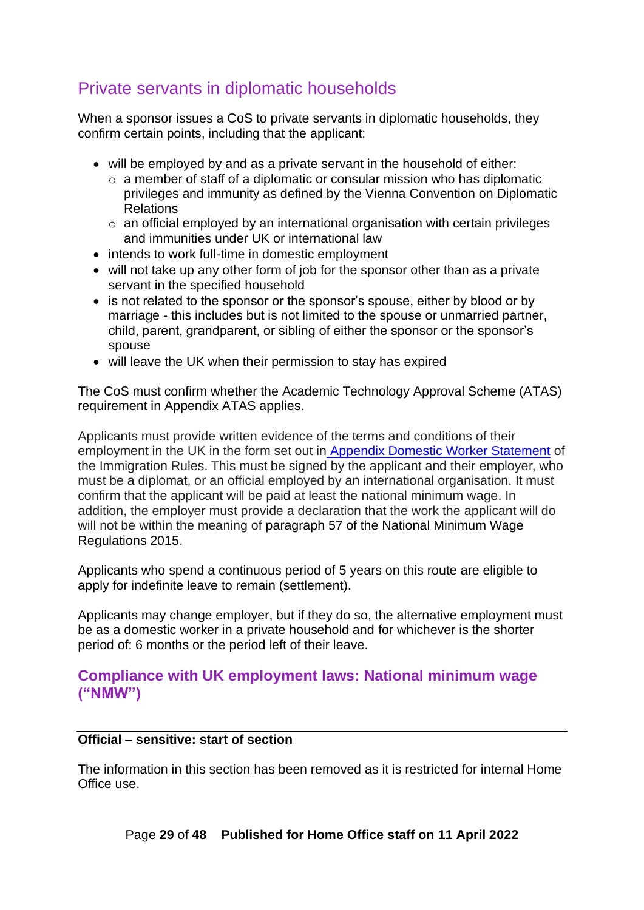## Private servants in diplomatic households

When a sponsor issues a CoS to private servants in diplomatic households, they confirm certain points, including that the applicant:

- will be employed by and as a private servant in the household of either:
  - a member of staff of a diplomatic or consular mission who has diplomatic privileges and immunity as defined by the Vienna Convention on Diplomatic Relations
  - an official employed by an international organisation with certain privileges and immunities under UK or international law
- intends to work full-time in domestic employment
- will not take up any other form of job for the sponsor other than as a private servant in the specified household
- is not related to the sponsor or the sponsor's spouse, either by blood or by marriage - this includes but is not limited to the spouse or unmarried partner, child, parent, grandparent, or sibling of either the sponsor or the sponsor's spouse
- will leave the UK when their permission to stay has expired

The CoS must confirm whether the Academic Technology Approval Scheme (ATAS) requirement in Appendix ATAS applies.

Applicants must provide written evidence of the terms and conditions of their employment in the UK in the form set out in [Appendix Domestic Worker Statement](#) of the Immigration Rules. This must be signed by the applicant and their employer, who must be a diplomat, or an official employed by an international organisation. It must confirm that the applicant will be paid at least the national minimum wage. In addition, the employer must provide a declaration that the work the applicant will do will not be within the meaning of paragraph 57 of the National Minimum Wage Regulations 2015.

Applicants who spend a continuous period of 5 years on this route are eligible to apply for indefinite leave to remain (settlement).

Applicants may change employer, but if they do so, the alternative employment must be as a domestic worker in a private household and for whichever is the shorter period of: 6 months or the period left of their leave.

### Compliance with UK employment laws: National minimum wage ("NMW")

---

**Official – sensitive: start of section**

The information in this section has been removed as it is restricted for internal Home Office use.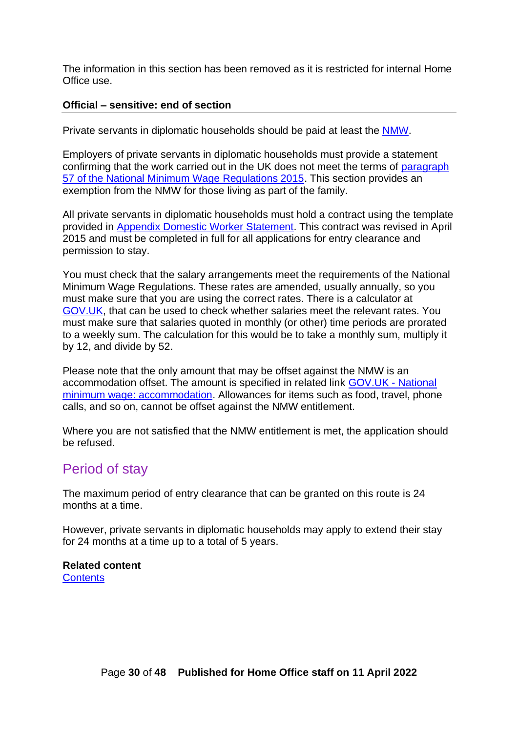The information in this section has been removed as it is restricted for internal Home Office use.

**Official – sensitive: end of section**

---

Private servants in diplomatic households should be paid at least the NMW.

Employers of private servants in diplomatic households must provide a statement confirming that the work carried out in the UK does not meet the terms of paragraph 57 of the National Minimum Wage Regulations 2015. This section provides an exemption from the NMW for those living as part of the family.

All private servants in diplomatic households must hold a contract using the template provided in Appendix Domestic Worker Statement. This contract was revised in April 2015 and must be completed in full for all applications for entry clearance and permission to stay.

You must check that the salary arrangements meet the requirements of the National Minimum Wage Regulations. These rates are amended, usually annually, so you must make sure that you are using the correct rates. There is a calculator at GOV.UK, that can be used to check whether salaries meet the relevant rates. You must make sure that salaries quoted in monthly (or other) time periods are prorated to a weekly sum. The calculation for this would be to take a monthly sum, multiply it by 12, and divide by 52.

Please note that the only amount that may be offset against the NMW is an accommodation offset. The amount is specified in related link GOV.UK - National minimum wage: accommodation. Allowances for items such as food, travel, phone calls, and so on, cannot be offset against the NMW entitlement.

Where you are not satisfied that the NMW entitlement is met, the application should be refused.

## Period of stay

The maximum period of entry clearance that can be granted on this route is 24 months at a time.

However, private servants in diplomatic households may apply to extend their stay for 24 months at a time up to a total of 5 years.

**Related content**
Contents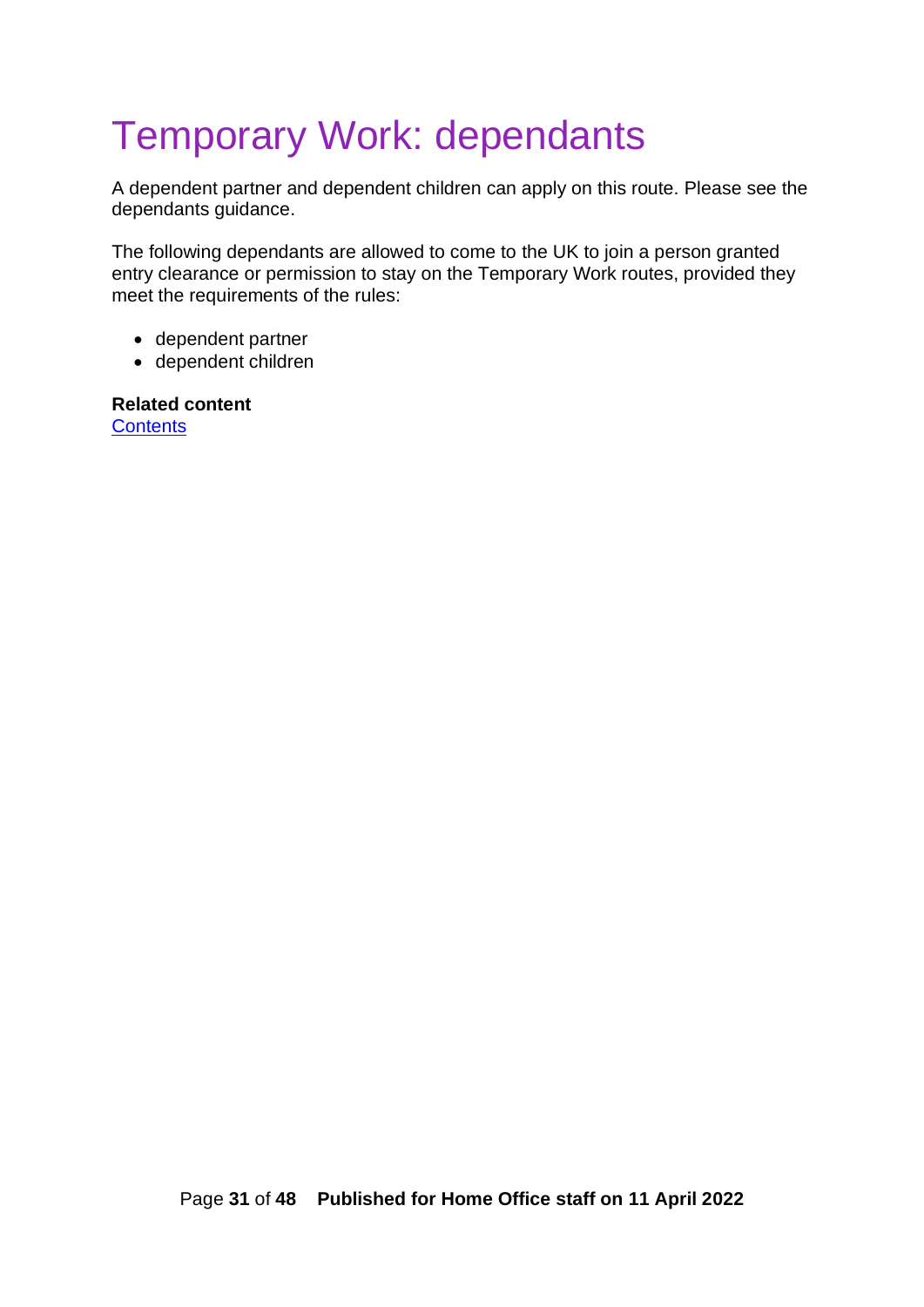# Temporary Work: dependants

A dependent partner and dependent children can apply on this route. Please see the dependants guidance.

The following dependants are allowed to come to the UK to join a person granted entry clearance or permission to stay on the Temporary Work routes, provided they meet the requirements of the rules:

- dependent partner
- dependent children

**Related content**
[Contents]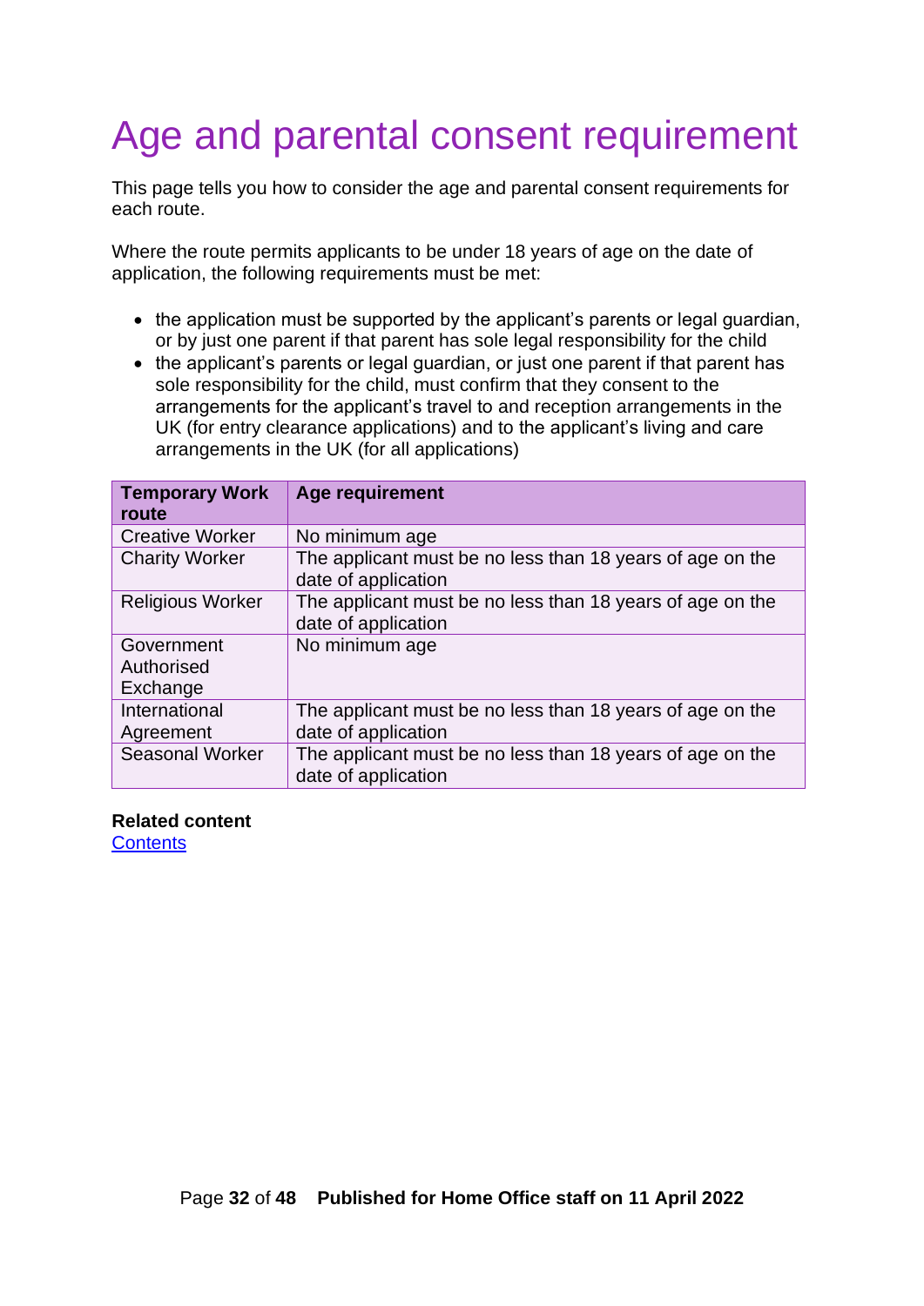# Age and parental consent requirement

This page tells you how to consider the age and parental consent requirements for each route.

Where the route permits applicants to be under 18 years of age on the date of application, the following requirements must be met:

- the application must be supported by the applicant's parents or legal guardian, or by just one parent if that parent has sole legal responsibility for the child
- the applicant's parents or legal guardian, or just one parent if that parent has sole responsibility for the child, must confirm that they consent to the arrangements for the applicant's travel to and reception arrangements in the UK (for entry clearance applications) and to the applicant's living and care arrangements in the UK (for all applications)

| Temporary Work route | Age requirement |
|---|---|
| Creative Worker | No minimum age |
| Charity Worker | The applicant must be no less than 18 years of age on the date of application |
| Religious Worker | The applicant must be no less than 18 years of age on the date of application |
| Government Authorised Exchange | No minimum age |
| International Agreement | The applicant must be no less than 18 years of age on the date of application |
| Seasonal Worker | The applicant must be no less than 18 years of age on the date of application |

**Related content**
[Contents]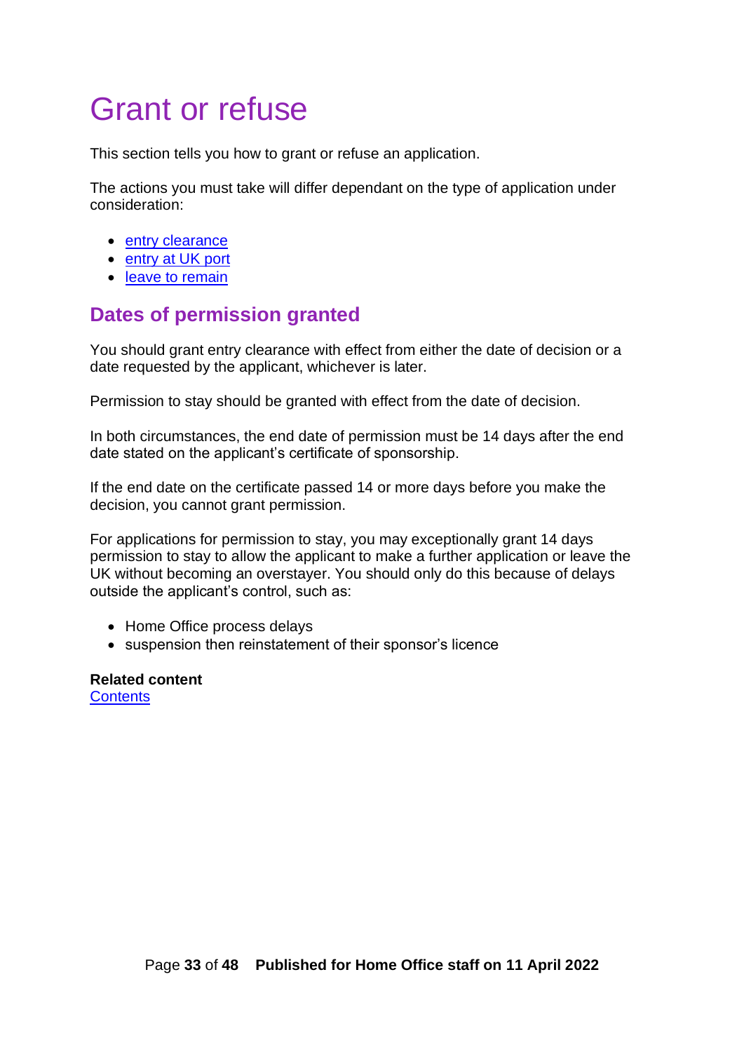# Grant or refuse

This section tells you how to grant or refuse an application.

The actions you must take will differ dependant on the type of application under consideration:

- entry clearance
- entry at UK port
- leave to remain

## Dates of permission granted

You should grant entry clearance with effect from either the date of decision or a date requested by the applicant, whichever is later.

Permission to stay should be granted with effect from the date of decision.

In both circumstances, the end date of permission must be 14 days after the end date stated on the applicant's certificate of sponsorship.

If the end date on the certificate passed 14 or more days before you make the decision, you cannot grant permission.

For applications for permission to stay, you may exceptionally grant 14 days permission to stay to allow the applicant to make a further application or leave the UK without becoming an overstayer. You should only do this because of delays outside the applicant's control, such as:

- Home Office process delays
- suspension then reinstatement of their sponsor's licence

**Related content**
Contents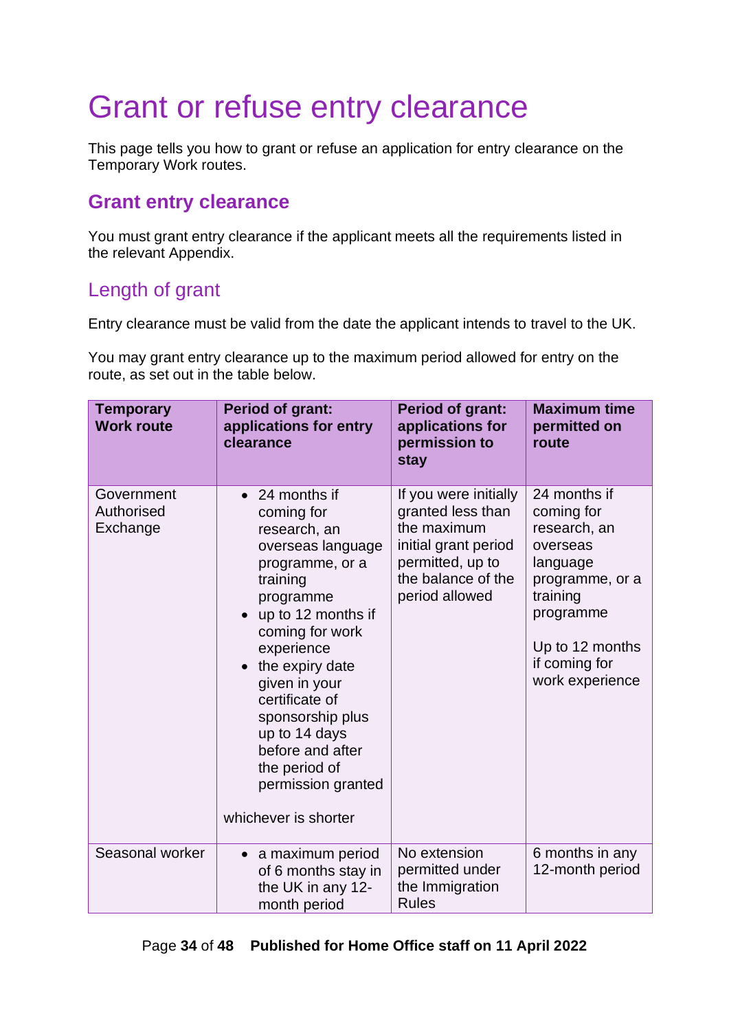# Grant or refuse entry clearance

This page tells you how to grant or refuse an application for entry clearance on the Temporary Work routes.

## Grant entry clearance

You must grant entry clearance if the applicant meets all the requirements listed in the relevant Appendix.

### Length of grant

Entry clearance must be valid from the date the applicant intends to travel to the UK.

You may grant entry clearance up to the maximum period allowed for entry on the route, as set out in the table below.

| Temporary Work route | Period of grant: applications for entry clearance | Period of grant: applications for permission to stay | Maximum time permitted on route |
|---|---|---|---|
| Government Authorised Exchange | • 24 months if coming for research, an overseas language programme, or a training programme<br>• up to 12 months if coming for work experience<br>• the expiry date given in your certificate of sponsorship plus up to 14 days before and after the period of permission granted<br><br>whichever is shorter | If you were initially granted less than the maximum initial grant period permitted, up to the balance of the period allowed | 24 months if coming for research, an overseas language programme, or a training programme<br><br>Up to 12 months if coming for work experience |
| Seasonal worker | • a maximum period of 6 months stay in the UK in any 12-month period | No extension permitted under the Immigration Rules | 6 months in any 12-month period |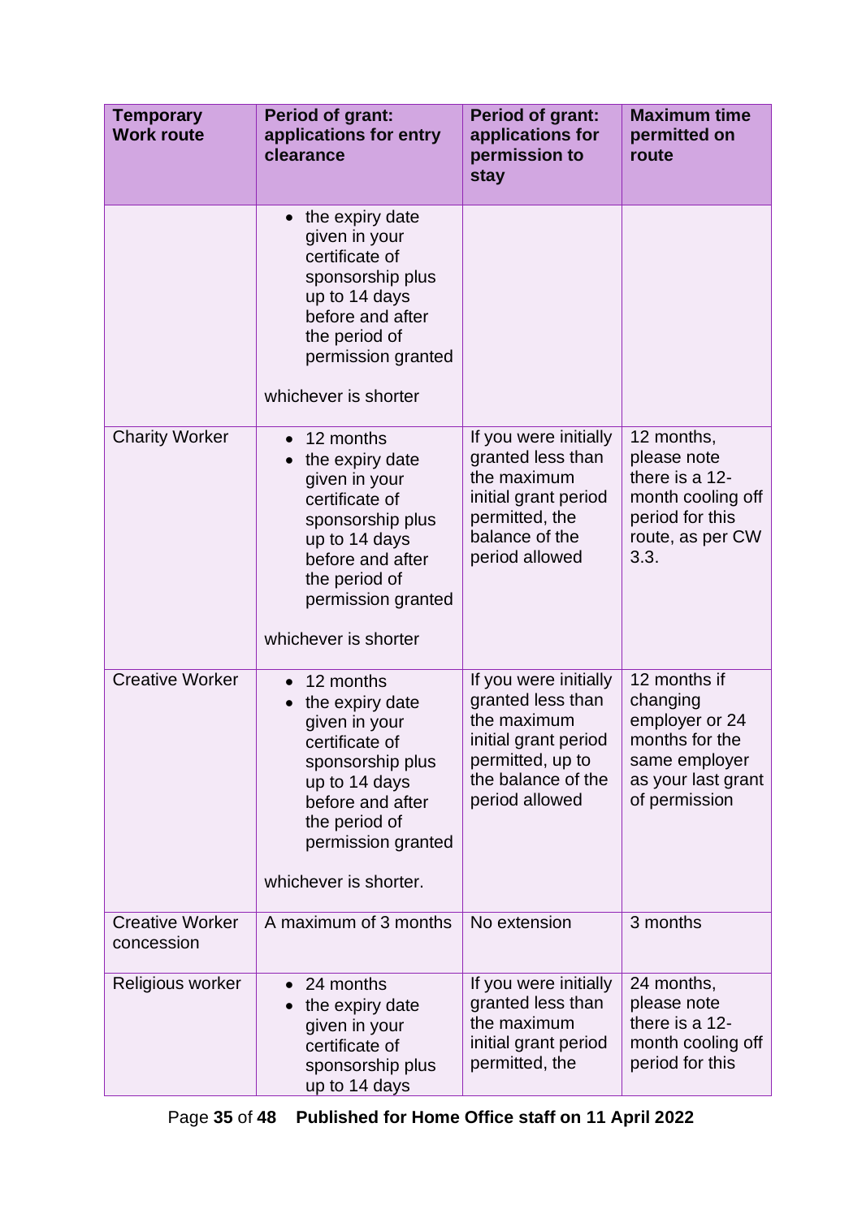| Temporary Work route | Period of grant: applications for entry clearance | Period of grant: applications for permission to stay | Maximum time permitted on route |
|---|---|---|---|
| | • the expiry date given in your certificate of sponsorship plus up to 14 days before and after the period of permission granted<br><br>whichever is shorter | | |
| Charity Worker | • 12 months<br>• the expiry date given in your certificate of sponsorship plus up to 14 days before and after the period of permission granted<br><br>whichever is shorter | If you were initially granted less than the maximum initial grant period permitted, the balance of the period allowed | 12 months, please note there is a 12-month cooling off period for this route, as per CW 3.3. |
| Creative Worker | • 12 months<br>• the expiry date given in your certificate of sponsorship plus up to 14 days before and after the period of permission granted<br><br>whichever is shorter. | If you were initially granted less than the maximum initial grant period permitted, up to the balance of the period allowed | 12 months if changing employer or 24 months for the same employer as your last grant of permission |
| Creative Worker concession | A maximum of 3 months | No extension | 3 months |
| Religious worker | • 24 months<br>• the expiry date given in your certificate of sponsorship plus up to 14 days | If you were initially granted less than the maximum initial grant period permitted, the | 24 months, please note there is a 12-month cooling off period for this |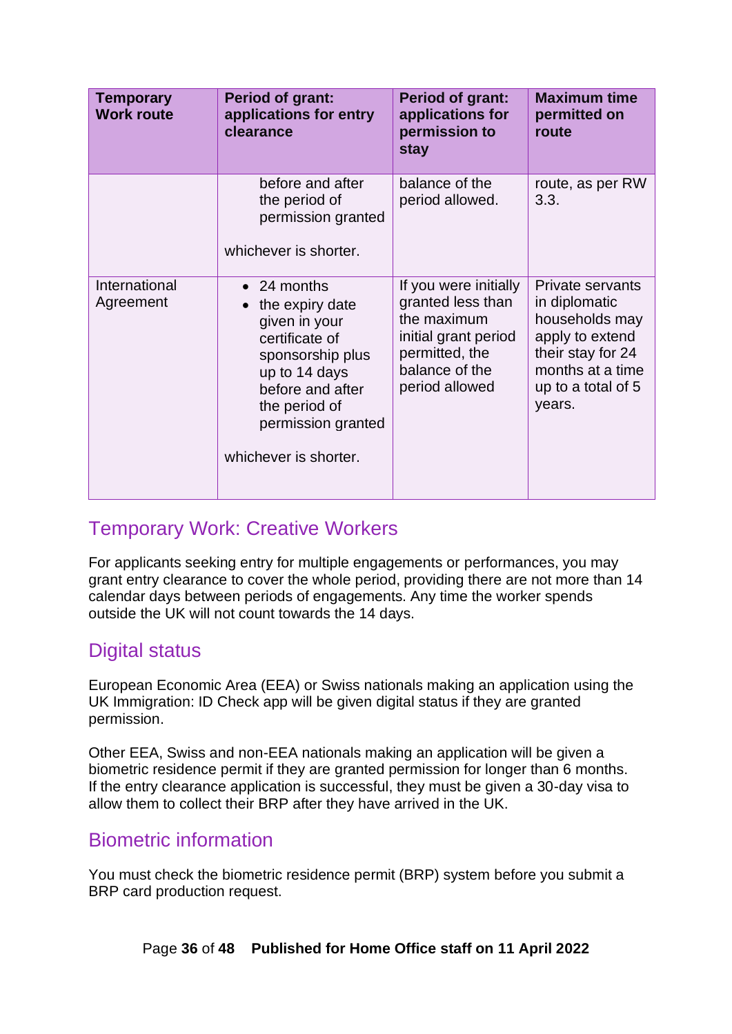| Temporary Work route | Period of grant: applications for entry clearance | Period of grant: applications for permission to stay | Maximum time permitted on route |
|---|---|---|---|
| | before and after the period of permission granted<br><br>whichever is shorter. | balance of the period allowed. | route, as per RW 3.3. |
| International Agreement | • 24 months<br>• the expiry date given in your certificate of sponsorship plus up to 14 days before and after the period of permission granted<br><br>whichever is shorter. | If you were initially granted less than the maximum initial grant period permitted, the balance of the period allowed | Private servants in diplomatic households may apply to extend their stay for 24 months at a time up to a total of 5 years. |

## Temporary Work: Creative Workers

For applicants seeking entry for multiple engagements or performances, you may grant entry clearance to cover the whole period, providing there are not more than 14 calendar days between periods of engagements. Any time the worker spends outside the UK will not count towards the 14 days.

## Digital status

European Economic Area (EEA) or Swiss nationals making an application using the UK Immigration: ID Check app will be given digital status if they are granted permission.

Other EEA, Swiss and non-EEA nationals making an application will be given a biometric residence permit if they are granted permission for longer than 6 months. If the entry clearance application is successful, they must be given a 30-day visa to allow them to collect their BRP after they have arrived in the UK.

## Biometric information

You must check the biometric residence permit (BRP) system before you submit a BRP card production request.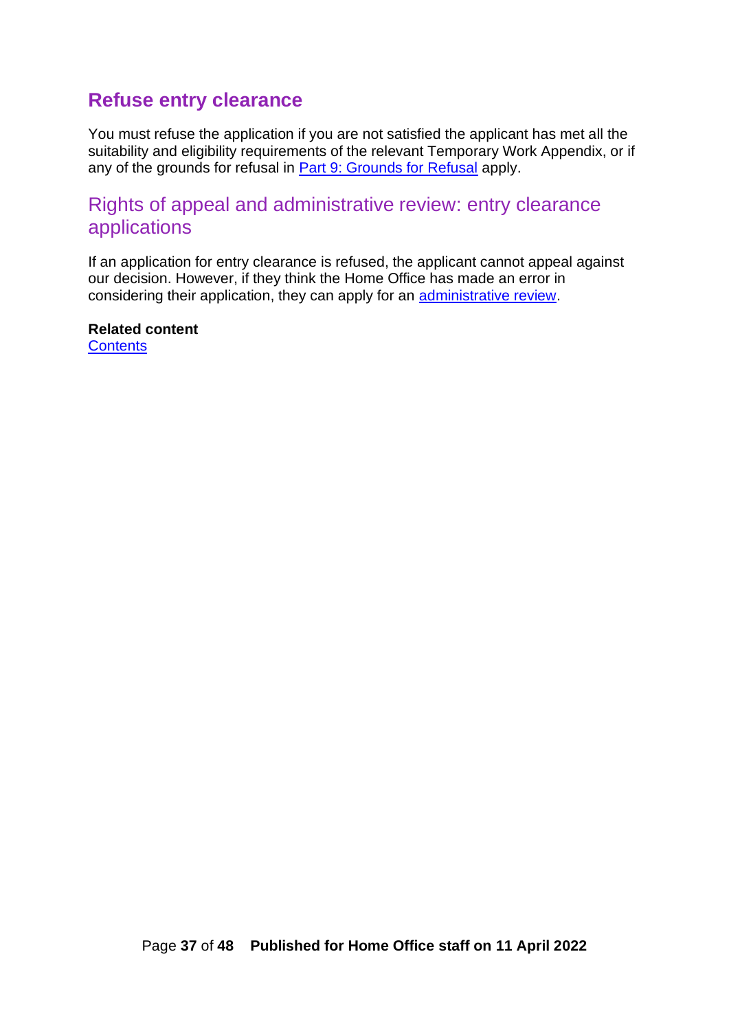## Refuse entry clearance

You must refuse the application if you are not satisfied the applicant has met all the suitability and eligibility requirements of the relevant Temporary Work Appendix, or if any of the grounds for refusal in [Part 9: Grounds for Refusal]() apply.

### Rights of appeal and administrative review: entry clearance applications

If an application for entry clearance is refused, the applicant cannot appeal against our decision. However, if they think the Home Office has made an error in considering their application, they can apply for an [administrative review]().

**Related content**
[Contents]()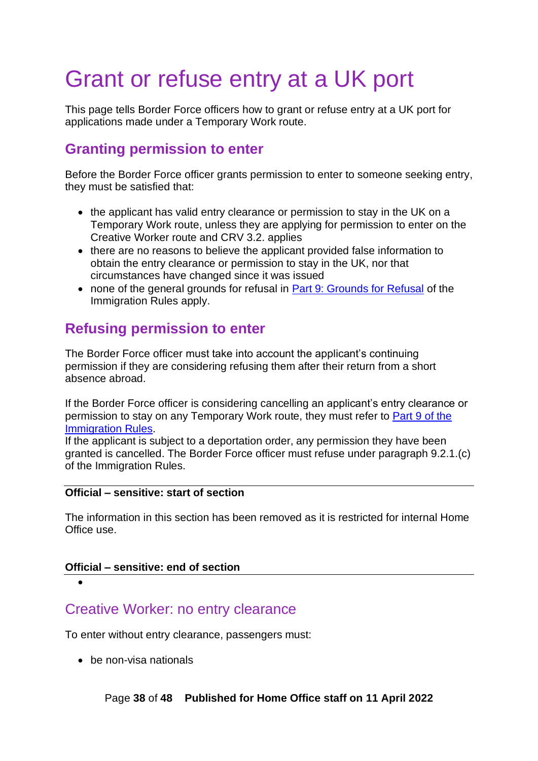# Grant or refuse entry at a UK port

This page tells Border Force officers how to grant or refuse entry at a UK port for applications made under a Temporary Work route.

## Granting permission to enter

Before the Border Force officer grants permission to enter to someone seeking entry, they must be satisfied that:

- the applicant has valid entry clearance or permission to stay in the UK on a Temporary Work route, unless they are applying for permission to enter on the Creative Worker route and CRV 3.2. applies
- there are no reasons to believe the applicant provided false information to obtain the entry clearance or permission to stay in the UK, nor that circumstances have changed since it was issued
- none of the general grounds for refusal in [Part 9: Grounds for Refusal]() of the Immigration Rules apply.

## Refusing permission to enter

The Border Force officer must take into account the applicant's continuing permission if they are considering refusing them after their return from a short absence abroad.

If the Border Force officer is considering cancelling an applicant's entry clearance or permission to stay on any Temporary Work route, they must refer to [Part 9 of the Immigration Rules]().
If the applicant is subject to a deportation order, any permission they have been granted is cancelled. The Border Force officer must refuse under paragraph 9.2.1.(c) of the Immigration Rules.

---

**Official – sensitive: start of section**

The information in this section has been removed as it is restricted for internal Home Office use.

**Official – sensitive: end of section**

---

## Creative Worker: no entry clearance

To enter without entry clearance, passengers must:

- be non-visa nationals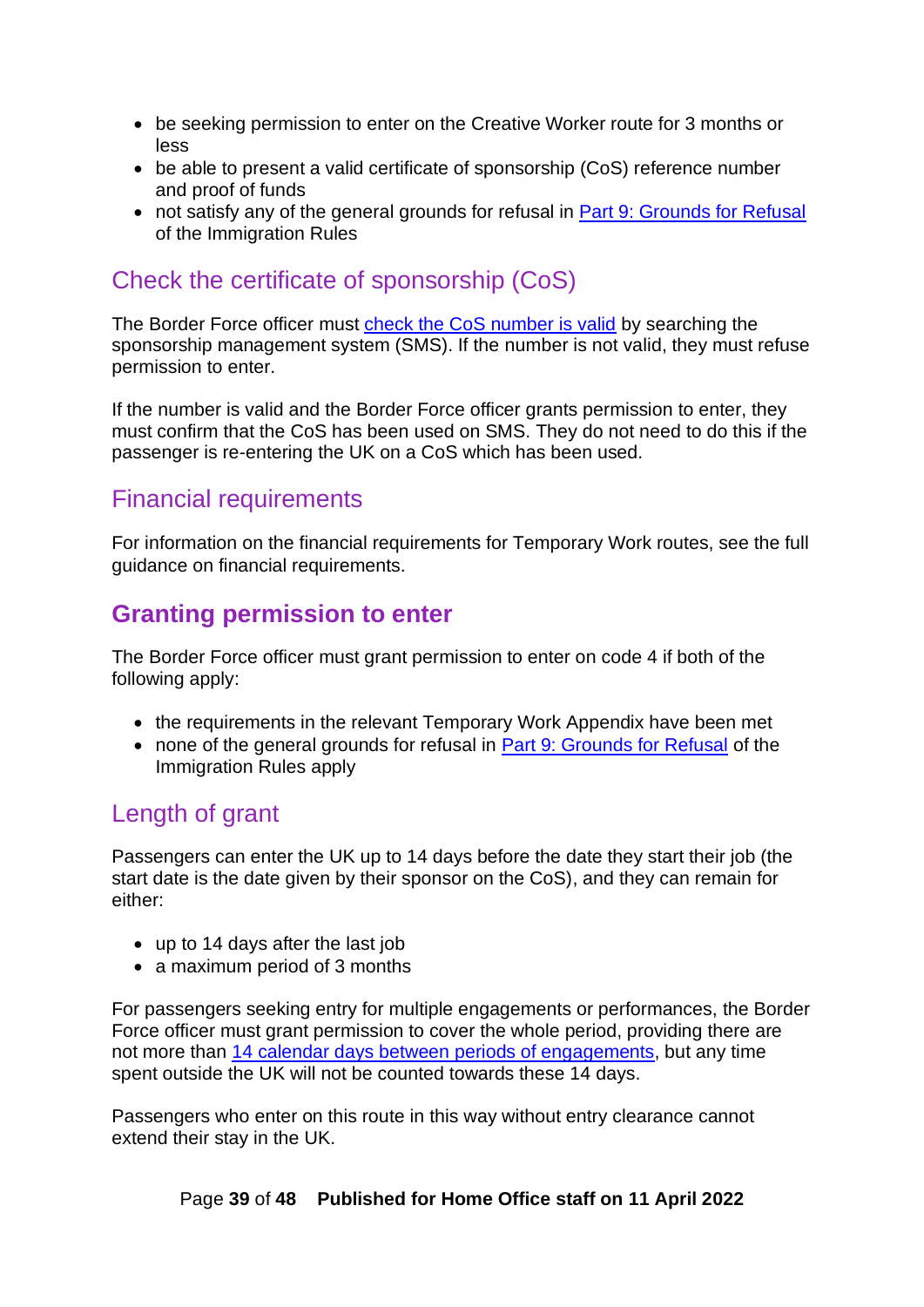- be seeking permission to enter on the Creative Worker route for 3 months or less
- be able to present a valid certificate of sponsorship (CoS) reference number and proof of funds
- not satisfy any of the general grounds for refusal in [Part 9: Grounds for Refusal]() of the Immigration Rules

### Check the certificate of sponsorship (CoS)

The Border Force officer must [check the CoS number is valid]() by searching the sponsorship management system (SMS). If the number is not valid, they must refuse permission to enter.

If the number is valid and the Border Force officer grants permission to enter, they must confirm that the CoS has been used on SMS. They do not need to do this if the passenger is re-entering the UK on a CoS which has been used.

### Financial requirements

For information on the financial requirements for Temporary Work routes, see the full guidance on financial requirements.

## Granting permission to enter

The Border Force officer must grant permission to enter on code 4 if both of the following apply:

- the requirements in the relevant Temporary Work Appendix have been met
- none of the general grounds for refusal in [Part 9: Grounds for Refusal]() of the Immigration Rules apply

### Length of grant

Passengers can enter the UK up to 14 days before the date they start their job (the start date is the date given by their sponsor on the CoS), and they can remain for either:

- up to 14 days after the last job
- a maximum period of 3 months

For passengers seeking entry for multiple engagements or performances, the Border Force officer must grant permission to cover the whole period, providing there are not more than [14 calendar days between periods of engagements](), but any time spent outside the UK will not be counted towards these 14 days.

Passengers who enter on this route in this way without entry clearance cannot extend their stay in the UK.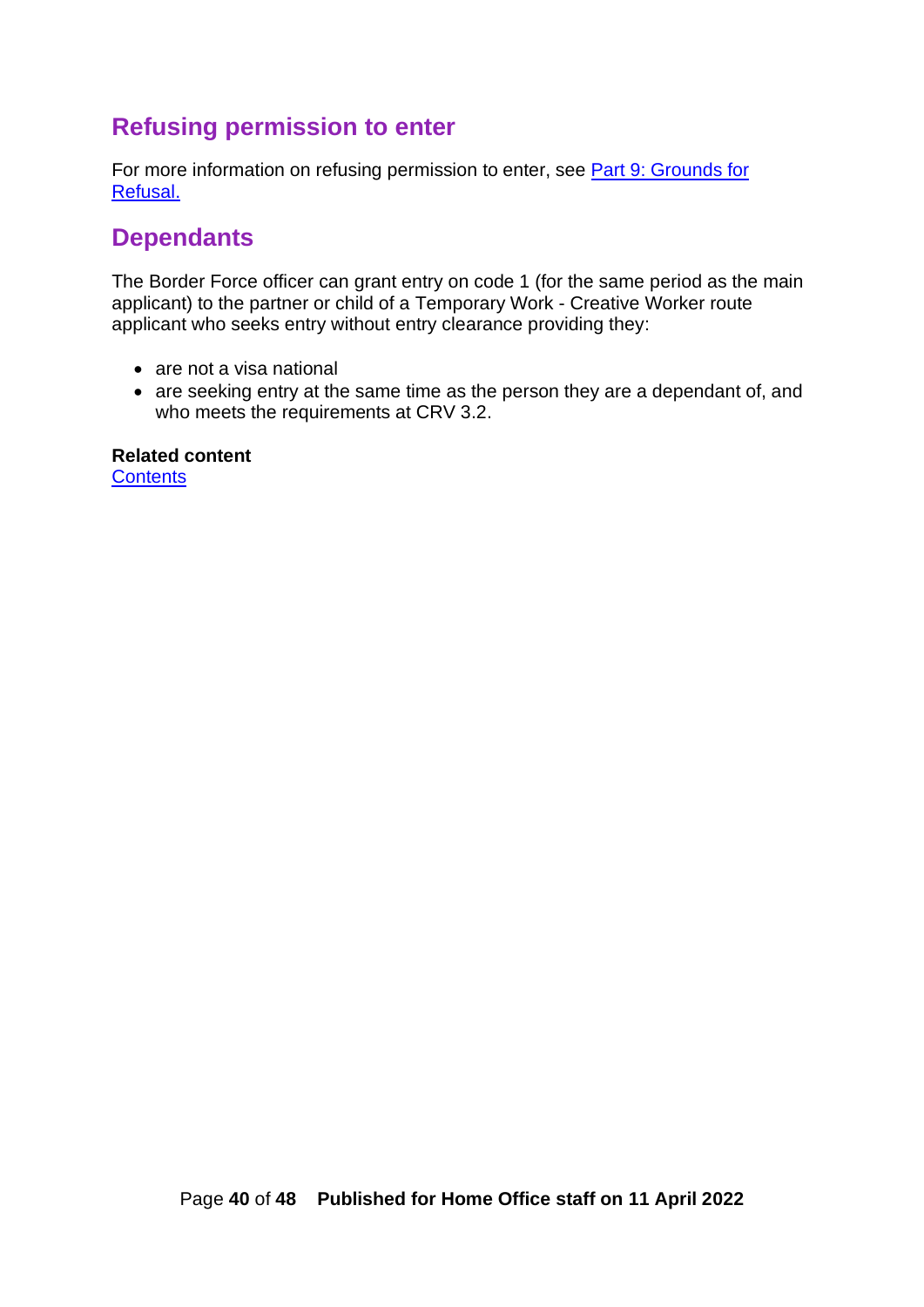## Refusing permission to enter

For more information on refusing permission to enter, see [Part 9: Grounds for Refusal.]()

## Dependants

The Border Force officer can grant entry on code 1 (for the same period as the main applicant) to the partner or child of a Temporary Work - Creative Worker route applicant who seeks entry without entry clearance providing they:

- are not a visa national
- are seeking entry at the same time as the person they are a dependant of, and who meets the requirements at CRV 3.2.

**Related content**
[Contents]()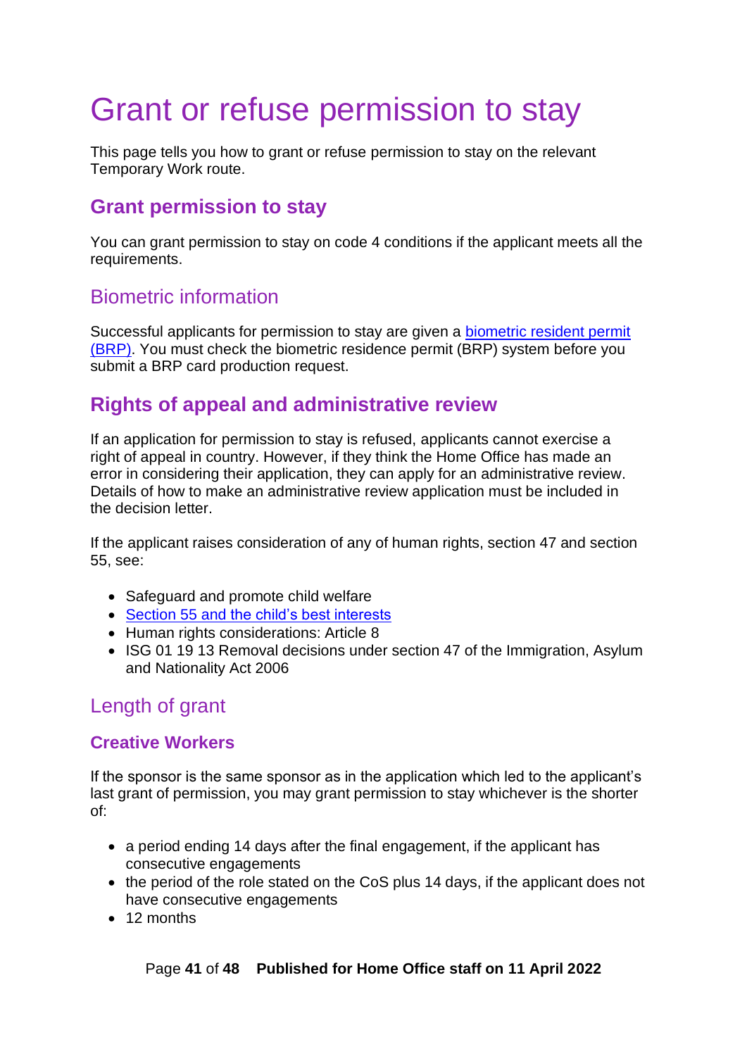# Grant or refuse permission to stay

This page tells you how to grant or refuse permission to stay on the relevant Temporary Work route.

## Grant permission to stay

You can grant permission to stay on code 4 conditions if the applicant meets all the requirements.

## Biometric information

Successful applicants for permission to stay are given a [biometric resident permit (BRP)](). You must check the biometric residence permit (BRP) system before you submit a BRP card production request.

## Rights of appeal and administrative review

If an application for permission to stay is refused, applicants cannot exercise a right of appeal in country. However, if they think the Home Office has made an error in considering their application, they can apply for an administrative review. Details of how to make an administrative review application must be included in the decision letter.

If the applicant raises consideration of any of human rights, section 47 and section 55, see:

- Safeguard and promote child welfare
- [Section 55 and the child's best interests]()
- Human rights considerations: Article 8
- ISG 01 19 13 Removal decisions under section 47 of the Immigration, Asylum and Nationality Act 2006

## Length of grant

### Creative Workers

If the sponsor is the same sponsor as in the application which led to the applicant's last grant of permission, you may grant permission to stay whichever is the shorter of:

- a period ending 14 days after the final engagement, if the applicant has consecutive engagements
- the period of the role stated on the CoS plus 14 days, if the applicant does not have consecutive engagements
- 12 months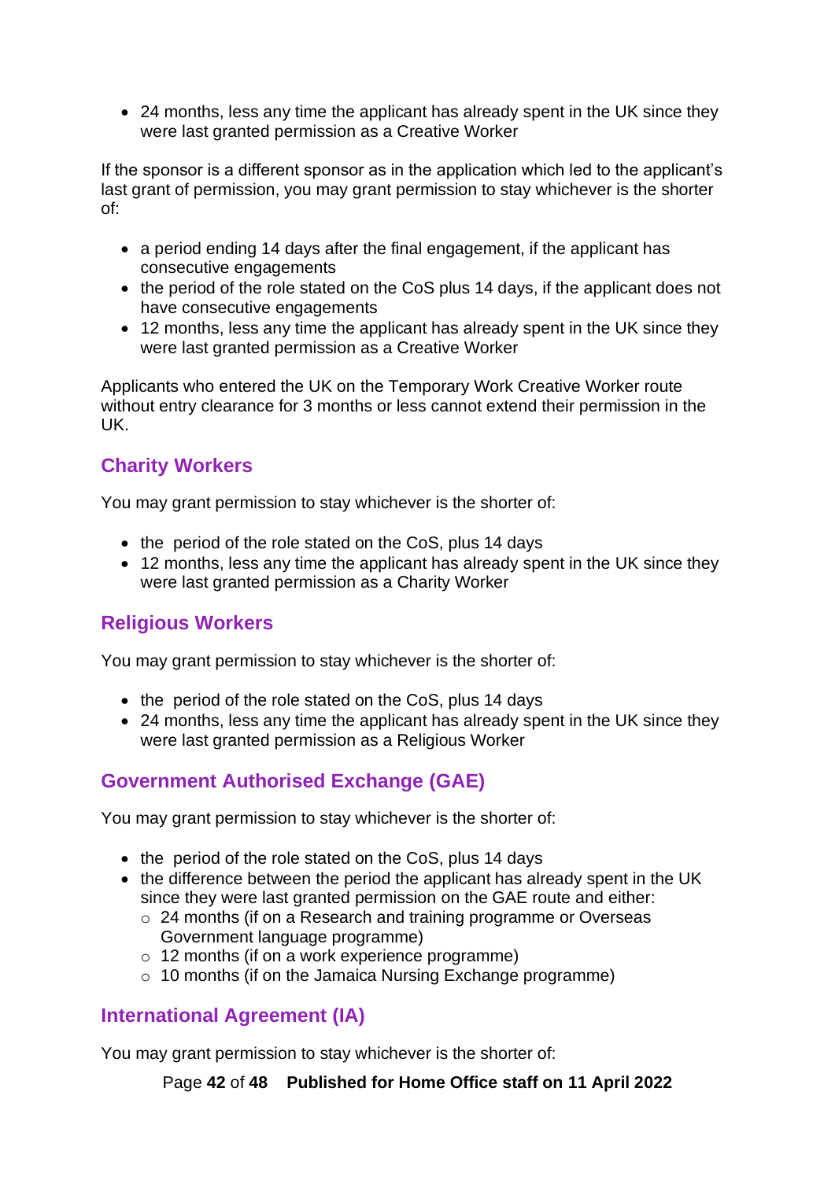- 24 months, less any time the applicant has already spent in the UK since they were last granted permission as a Creative Worker

If the sponsor is a different sponsor as in the application which led to the applicant's last grant of permission, you may grant permission to stay whichever is the shorter of:

- a period ending 14 days after the final engagement, if the applicant has consecutive engagements
- the period of the role stated on the CoS plus 14 days, if the applicant does not have consecutive engagements
- 12 months, less any time the applicant has already spent in the UK since they were last granted permission as a Creative Worker

Applicants who entered the UK on the Temporary Work Creative Worker route without entry clearance for 3 months or less cannot extend their permission in the UK.

## Charity Workers

You may grant permission to stay whichever is the shorter of:

- the period of the role stated on the CoS, plus 14 days
- 12 months, less any time the applicant has already spent in the UK since they were last granted permission as a Charity Worker

## Religious Workers

You may grant permission to stay whichever is the shorter of:

- the period of the role stated on the CoS, plus 14 days
- 24 months, less any time the applicant has already spent in the UK since they were last granted permission as a Religious Worker

## Government Authorised Exchange (GAE)

You may grant permission to stay whichever is the shorter of:

- the period of the role stated on the CoS, plus 14 days
- the difference between the period the applicant has already spent in the UK since they were last granted permission on the GAE route and either:
  - 24 months (if on a Research and training programme or Overseas Government language programme)
  - 12 months (if on a work experience programme)
  - 10 months (if on the Jamaica Nursing Exchange programme)

## International Agreement (IA)

You may grant permission to stay whichever is the shorter of: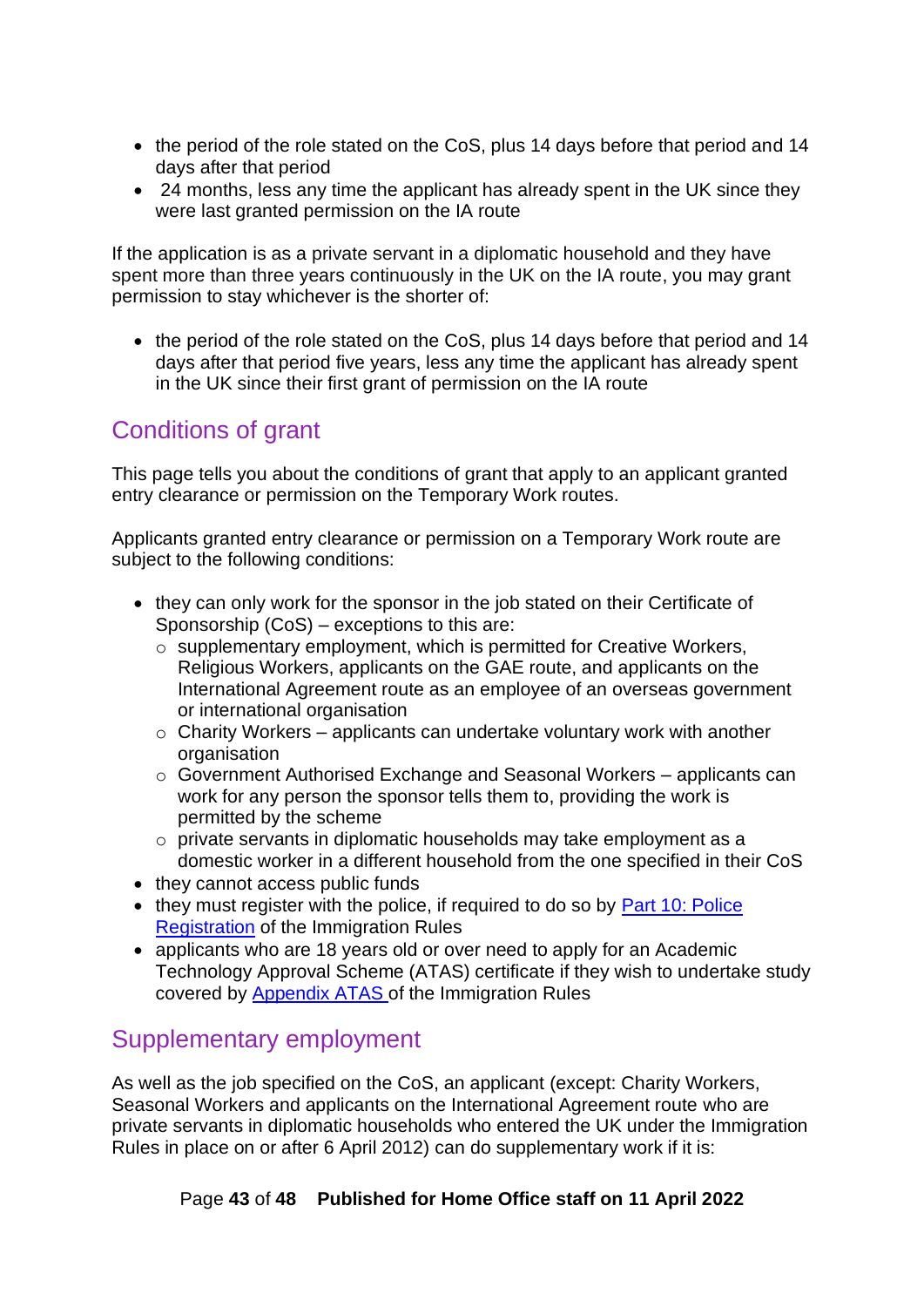- the period of the role stated on the CoS, plus 14 days before that period and 14 days after that period
- 24 months, less any time the applicant has already spent in the UK since they were last granted permission on the IA route

If the application is as a private servant in a diplomatic household and they have spent more than three years continuously in the UK on the IA route, you may grant permission to stay whichever is the shorter of:

- the period of the role stated on the CoS, plus 14 days before that period and 14 days after that period five years, less any time the applicant has already spent in the UK since their first grant of permission on the IA route

## Conditions of grant

This page tells you about the conditions of grant that apply to an applicant granted entry clearance or permission on the Temporary Work routes.

Applicants granted entry clearance or permission on a Temporary Work route are subject to the following conditions:

- they can only work for the sponsor in the job stated on their Certificate of Sponsorship (CoS) – exceptions to this are:
  - supplementary employment, which is permitted for Creative Workers, Religious Workers, applicants on the GAE route, and applicants on the International Agreement route as an employee of an overseas government or international organisation
  - Charity Workers – applicants can undertake voluntary work with another organisation
  - Government Authorised Exchange and Seasonal Workers – applicants can work for any person the sponsor tells them to, providing the work is permitted by the scheme
  - private servants in diplomatic households may take employment as a domestic worker in a different household from the one specified in their CoS
- they cannot access public funds
- they must register with the police, if required to do so by [Part 10: Police Registration](#) of the Immigration Rules
- applicants who are 18 years old or over need to apply for an Academic Technology Approval Scheme (ATAS) certificate if they wish to undertake study covered by [Appendix ATAS](#) of the Immigration Rules

## Supplementary employment

As well as the job specified on the CoS, an applicant (except: Charity Workers, Seasonal Workers and applicants on the International Agreement route who are private servants in diplomatic households who entered the UK under the Immigration Rules in place on or after 6 April 2012) can do supplementary work if it is: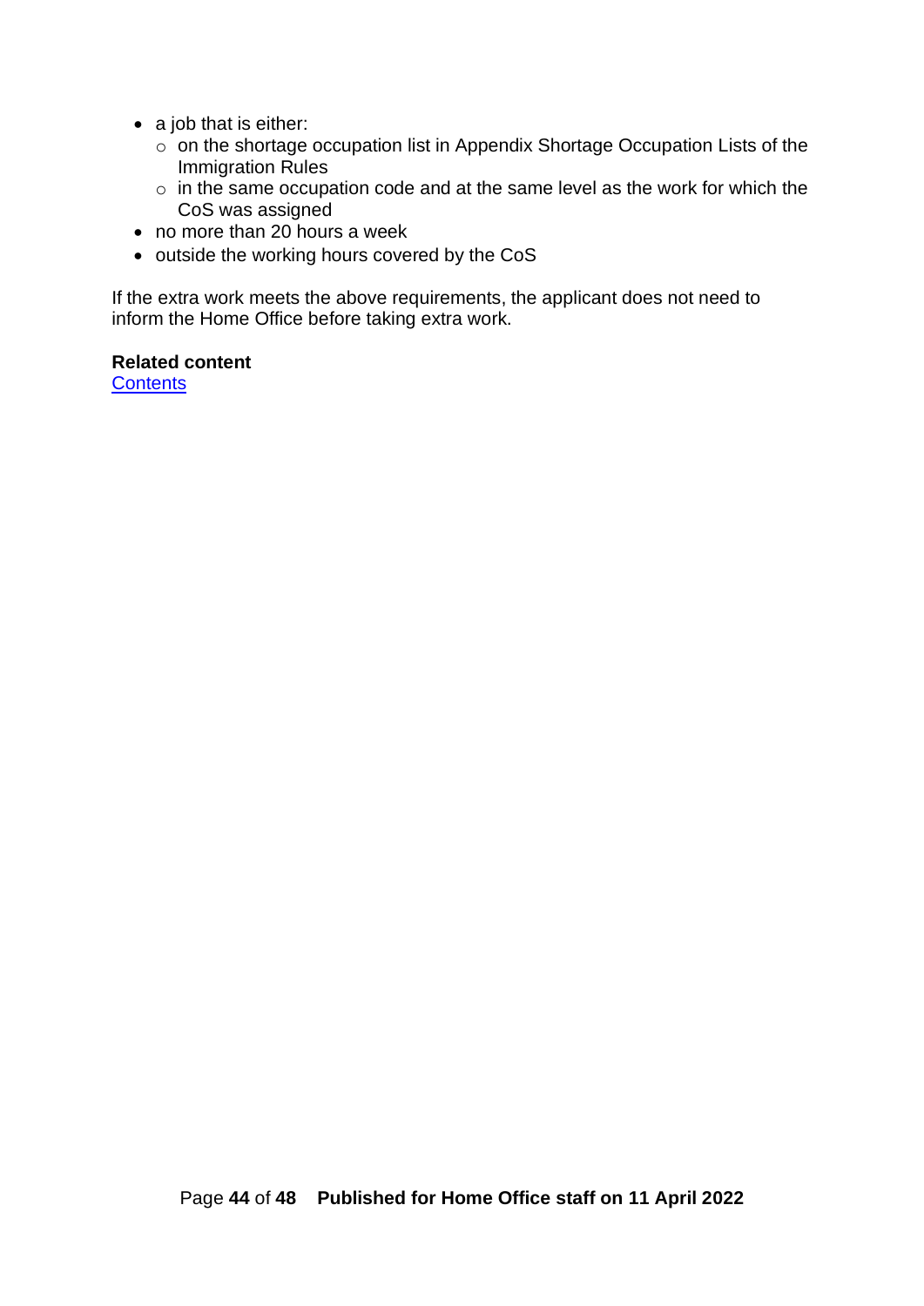- a job that is either:
  - on the shortage occupation list in Appendix Shortage Occupation Lists of the Immigration Rules
  - in the same occupation code and at the same level as the work for which the CoS was assigned
- no more than 20 hours a week
- outside the working hours covered by the CoS

If the extra work meets the above requirements, the applicant does not need to inform the Home Office before taking extra work.

**Related content**
Contents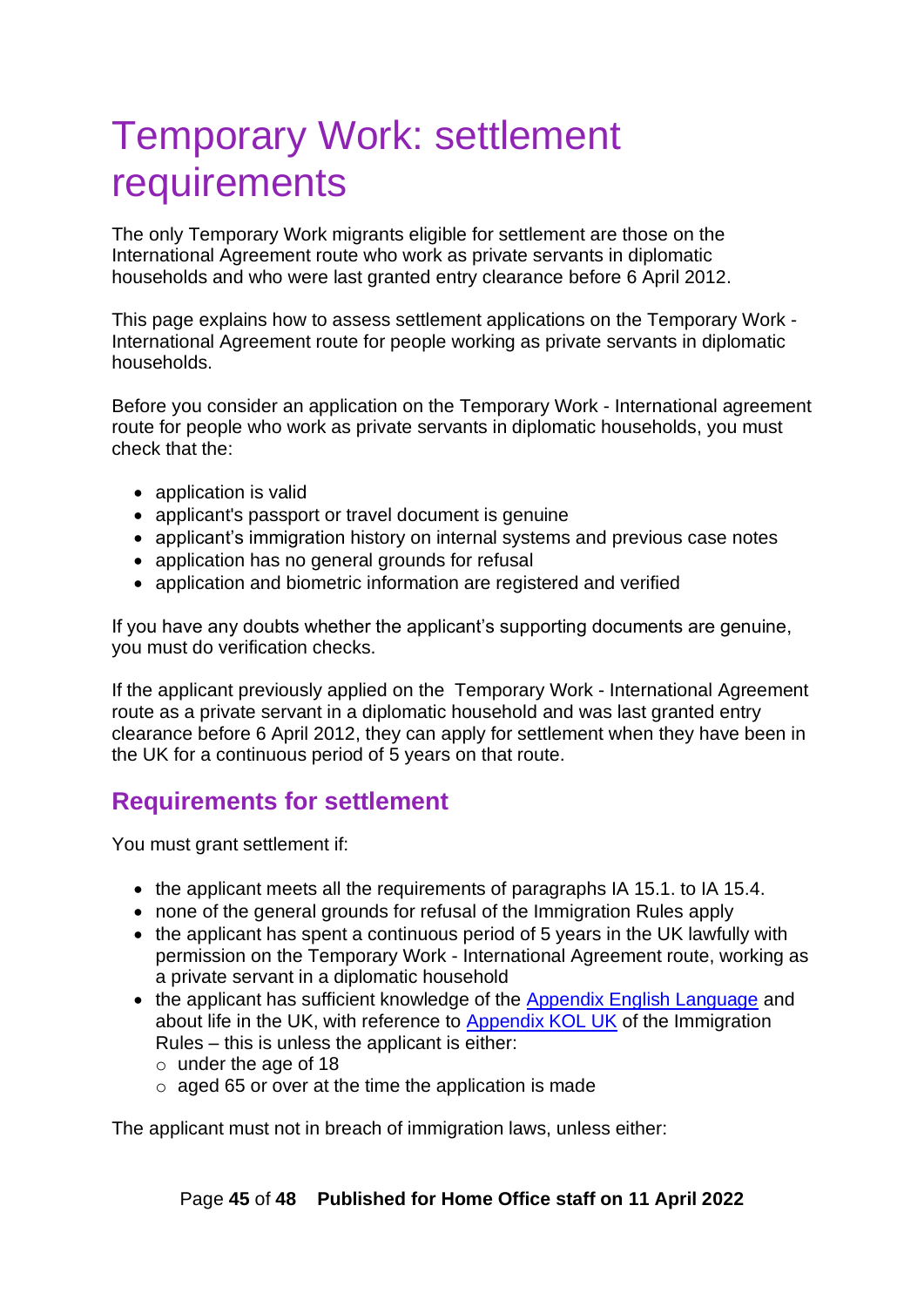# Temporary Work: settlement requirements

The only Temporary Work migrants eligible for settlement are those on the International Agreement route who work as private servants in diplomatic households and who were last granted entry clearance before 6 April 2012.

This page explains how to assess settlement applications on the Temporary Work - International Agreement route for people working as private servants in diplomatic households.

Before you consider an application on the Temporary Work - International agreement route for people who work as private servants in diplomatic households, you must check that the:

- application is valid
- applicant's passport or travel document is genuine
- applicant's immigration history on internal systems and previous case notes
- application has no general grounds for refusal
- application and biometric information are registered and verified

If you have any doubts whether the applicant's supporting documents are genuine, you must do verification checks.

If the applicant previously applied on the Temporary Work - International Agreement route as a private servant in a diplomatic household and was last granted entry clearance before 6 April 2012, they can apply for settlement when they have been in the UK for a continuous period of 5 years on that route.

## Requirements for settlement

You must grant settlement if:

- the applicant meets all the requirements of paragraphs IA 15.1. to IA 15.4.
- none of the general grounds for refusal of the Immigration Rules apply
- the applicant has spent a continuous period of 5 years in the UK lawfully with permission on the Temporary Work - International Agreement route, working as a private servant in a diplomatic household
- the applicant has sufficient knowledge of the Appendix English Language and about life in the UK, with reference to Appendix KOL UK of the Immigration Rules – this is unless the applicant is either:
  - under the age of 18
  - aged 65 or over at the time the application is made

The applicant must not in breach of immigration laws, unless either: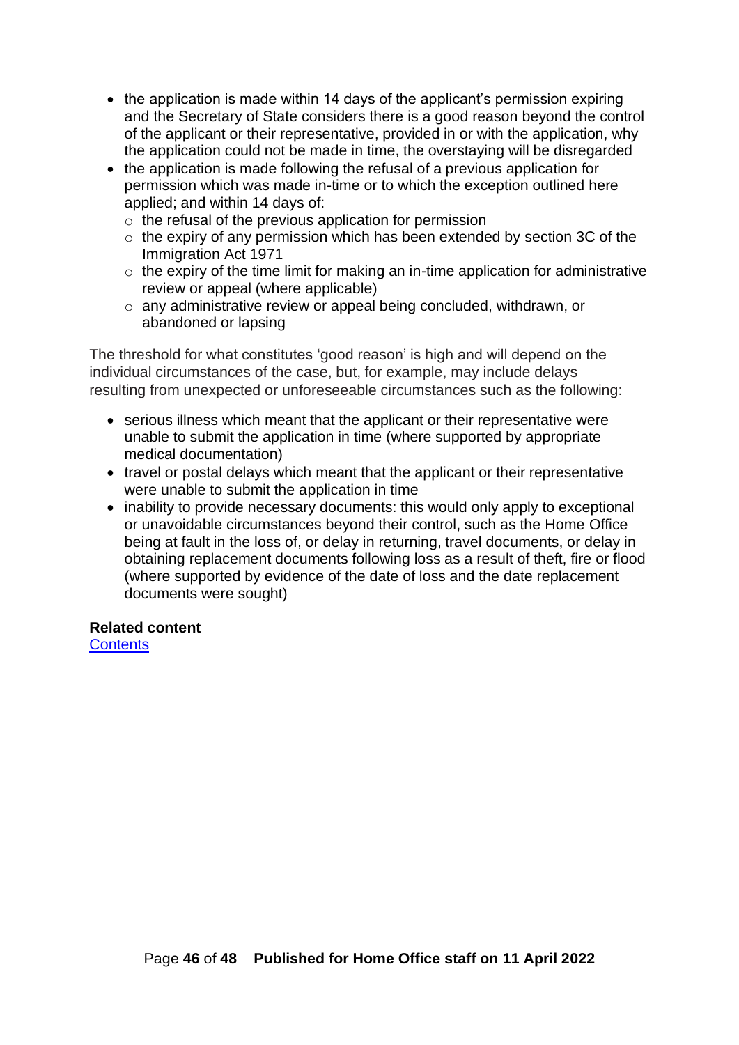- the application is made within 14 days of the applicant's permission expiring and the Secretary of State considers there is a good reason beyond the control of the applicant or their representative, provided in or with the application, why the application could not be made in time, the overstaying will be disregarded
- the application is made following the refusal of a previous application for permission which was made in-time or to which the exception outlined here applied; and within 14 days of:
  - the refusal of the previous application for permission
  - the expiry of any permission which has been extended by section 3C of the Immigration Act 1971
  - the expiry of the time limit for making an in-time application for administrative review or appeal (where applicable)
  - any administrative review or appeal being concluded, withdrawn, or abandoned or lapsing

The threshold for what constitutes 'good reason' is high and will depend on the individual circumstances of the case, but, for example, may include delays resulting from unexpected or unforeseeable circumstances such as the following:

- serious illness which meant that the applicant or their representative were unable to submit the application in time (where supported by appropriate medical documentation)
- travel or postal delays which meant that the applicant or their representative were unable to submit the application in time
- inability to provide necessary documents: this would only apply to exceptional or unavoidable circumstances beyond their control, such as the Home Office being at fault in the loss of, or delay in returning, travel documents, or delay in obtaining replacement documents following loss as a result of theft, fire or flood (where supported by evidence of the date of loss and the date replacement documents were sought)

**Related content**
Contents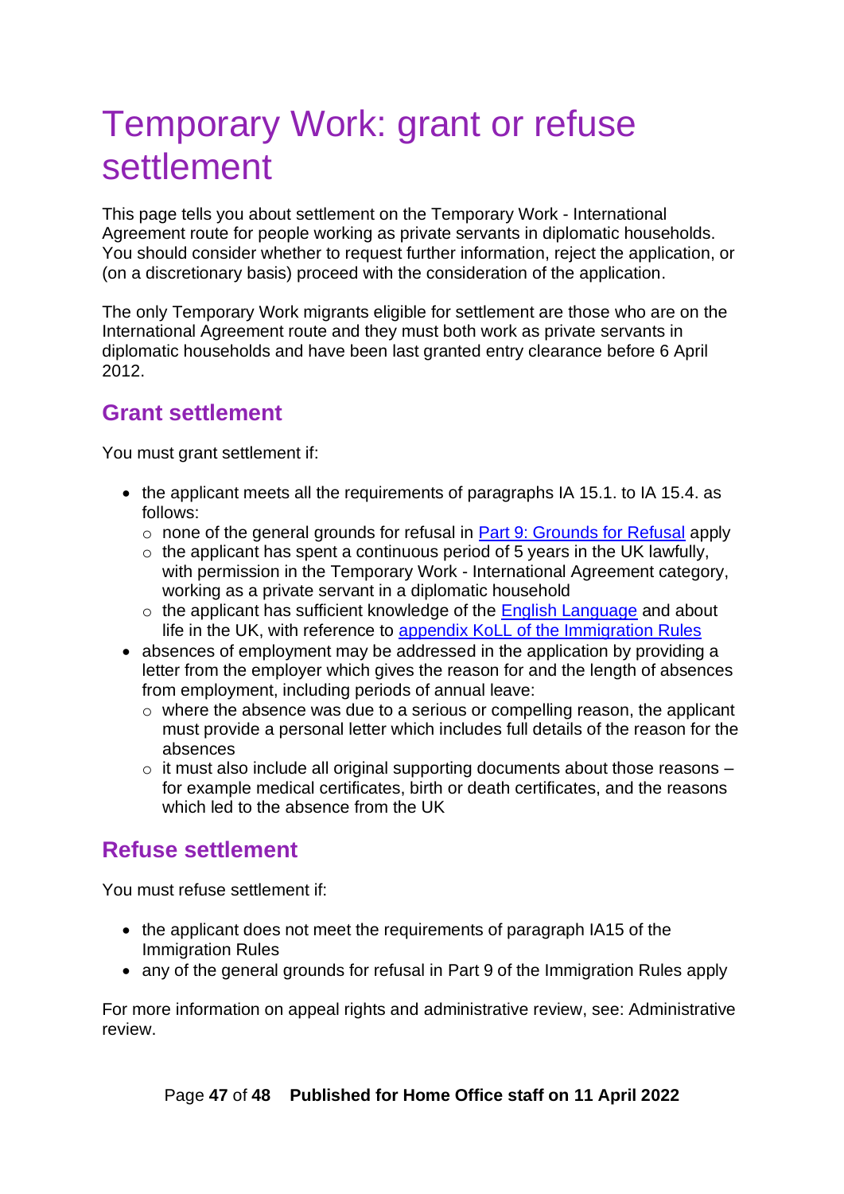# Temporary Work: grant or refuse settlement

This page tells you about settlement on the Temporary Work - International Agreement route for people working as private servants in diplomatic households. You should consider whether to request further information, reject the application, or (on a discretionary basis) proceed with the consideration of the application.

The only Temporary Work migrants eligible for settlement are those who are on the International Agreement route and they must both work as private servants in diplomatic households and have been last granted entry clearance before 6 April 2012.

## Grant settlement

You must grant settlement if:

- the applicant meets all the requirements of paragraphs IA 15.1. to IA 15.4. as follows:
  - none of the general grounds for refusal in Part 9: Grounds for Refusal apply
  - the applicant has spent a continuous period of 5 years in the UK lawfully, with permission in the Temporary Work - International Agreement category, working as a private servant in a diplomatic household
  - the applicant has sufficient knowledge of the English Language and about life in the UK, with reference to appendix KoLL of the Immigration Rules
- absences of employment may be addressed in the application by providing a letter from the employer which gives the reason for and the length of absences from employment, including periods of annual leave:
  - where the absence was due to a serious or compelling reason, the applicant must provide a personal letter which includes full details of the reason for the absences
  - it must also include all original supporting documents about those reasons – for example medical certificates, birth or death certificates, and the reasons which led to the absence from the UK

## Refuse settlement

You must refuse settlement if:

- the applicant does not meet the requirements of paragraph IA15 of the Immigration Rules
- any of the general grounds for refusal in Part 9 of the Immigration Rules apply

For more information on appeal rights and administrative review, see: Administrative review.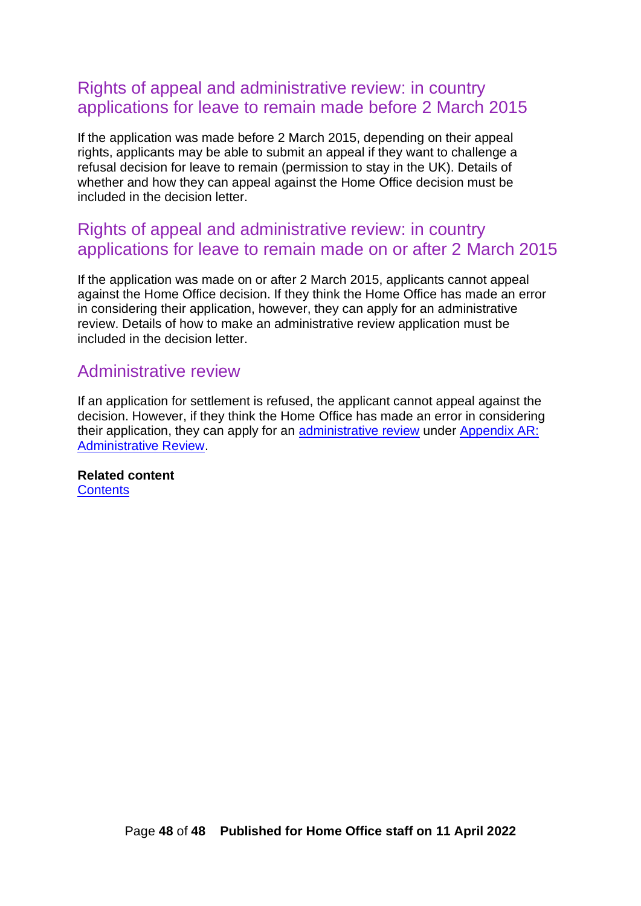## Rights of appeal and administrative review: in country applications for leave to remain made before 2 March 2015

If the application was made before 2 March 2015, depending on their appeal rights, applicants may be able to submit an appeal if they want to challenge a refusal decision for leave to remain (permission to stay in the UK). Details of whether and how they can appeal against the Home Office decision must be included in the decision letter.

## Rights of appeal and administrative review: in country applications for leave to remain made on or after 2 March 2015

If the application was made on or after 2 March 2015, applicants cannot appeal against the Home Office decision. If they think the Home Office has made an error in considering their application, however, they can apply for an administrative review. Details of how to make an administrative review application must be included in the decision letter.

## Administrative review

If an application for settlement is refused, the applicant cannot appeal against the decision. However, if they think the Home Office has made an error in considering their application, they can apply for an administrative review under Appendix AR: Administrative Review.

**Related content**
Contents